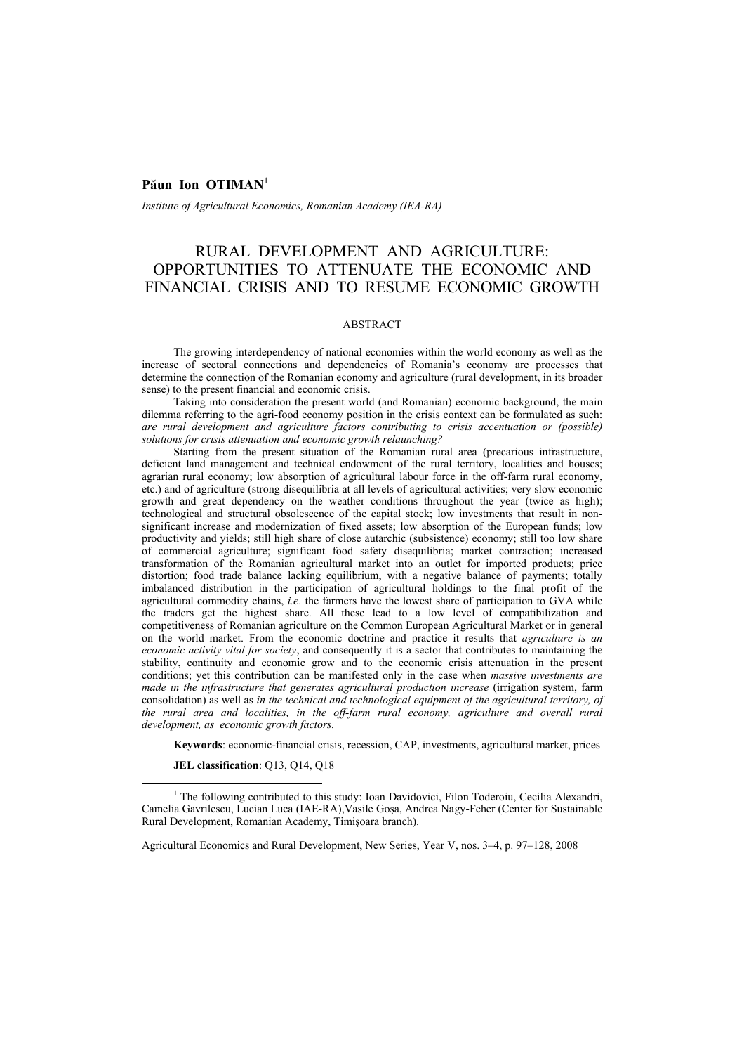**Păun Ion OTIMAN**[1]

*Institute of Agricultural Economics, Romanian Academy (IEA-RA)*

# RURAL DEVELOPMENT AND AGRICULTURE: OPPORTUNITIES TO ATTENUATE THE ECONOMIC AND FINANCIAL CRISIS AND TO RESUME ECONOMIC GROWTH

## ABSTRACT

The growing interdependency of national economies within the world economy as well as the increase of sectoral connections and dependencies of Romania's economy are processes that determine the connection of the Romanian economy and agriculture (rural development, in its broader sense) to the present financial and economic crisis.

Taking into consideration the present world (and Romanian) economic background, the main dilemma referring to the agri-food economy position in the crisis context can be formulated as such: *are rural development and agriculture factors contributing to crisis accentuation or (possible) solutions for crisis attenuation and economic growth relaunching?*

Starting from the present situation of the Romanian rural area (precarious infrastructure, deficient land management and technical endowment of the rural territory, localities and houses; agrarian rural economy; low absorption of agricultural labour force in the off-farm rural economy, etc.) and of agriculture (strong disequilibria at all levels of agricultural activities; very slow economic growth and great dependency on the weather conditions throughout the year (twice as high); technological and structural obsolescence of the capital stock; low investments that result in non-significant increase and modernization of fixed assets; low absorption of the European funds; low productivity and yields; still high share of close autarchic (subsistence) economy; still too low share of commercial agriculture; significant food safety disequilibria; market contraction; increased transformation of the Romanian agricultural market into an outlet for imported products; price distortion; food trade balance lacking equilibrium, with a negative balance of payments; totally imbalanced distribution in the participation of agricultural holdings to the final profit of the agricultural commodity chains, *i.e*. the farmers have the lowest share of participation to GVA while the traders get the highest share. All these lead to a low level of compatibilization and competitiveness of Romanian agriculture on the Common European Agricultural Market or in general on the world market. From the economic doctrine and practice it results that *agriculture is an economic activity vital for society*, and consequently it is a sector that contributes to maintaining the stability, continuity and economic grow and to the economic crisis attenuation in the present conditions; yet this contribution can be manifested only in the case when *massive investments are made in the infrastructure that generates agricultural production increase* (irrigation system, farm consolidation) as well as *in the technical and technological equipment of the agricultural territory, of the rural area and localities, in the off-farm rural economy, agriculture and overall rural development, as economic growth factors.*

**Keywords**: economic-financial crisis, recession, CAP, investments, agricultural market, prices

**JEL classification**: Q13, Q14, Q18

[1] The following contributed to this study: Ioan Davidovici, Filon Toderoiu, Cecilia Alexandri, Camelia Gavrilescu, Lucian Luca (IAE-RA),Vasile Goşa, Andrea Nagy-Feher (Center for Sustainable Rural Development, Romanian Academy, Timişoara branch).

Agricultural Economics and Rural Development, New Series, Year V, nos. 3–4, p. 97–128, 2008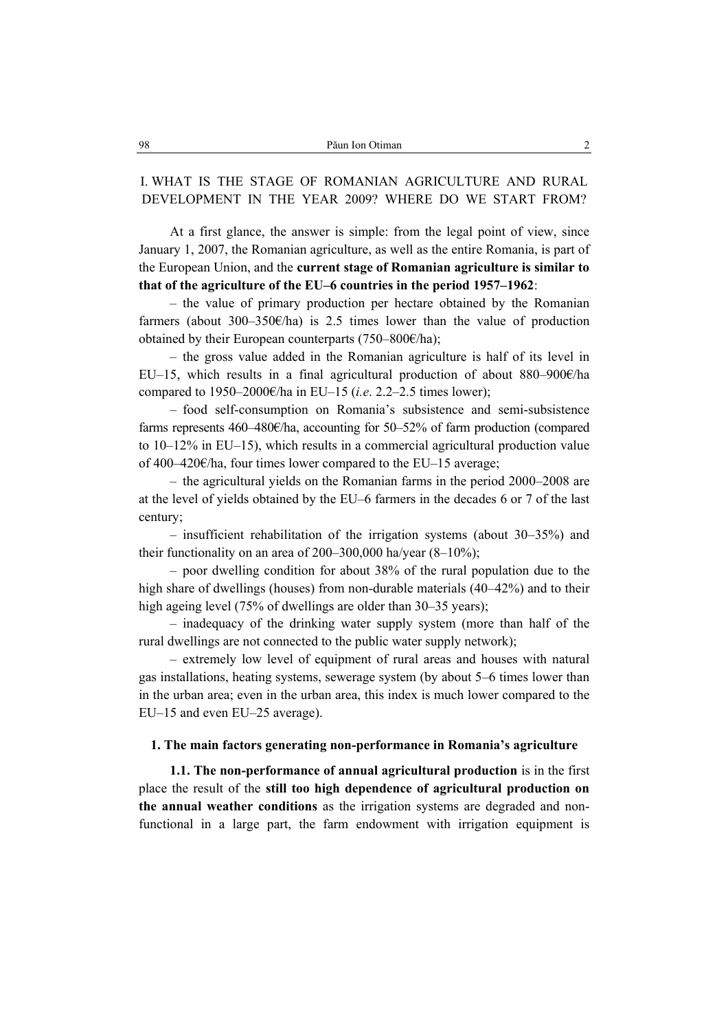## I. WHAT IS THE STAGE OF ROMANIAN AGRICULTURE AND RURAL DEVELOPMENT IN THE YEAR 2009? WHERE DO WE START FROM?

At a first glance, the answer is simple: from the legal point of view, since January 1, 2007, the Romanian agriculture, as well as the entire Romania, is part of the European Union, and the **current stage of Romanian agriculture is similar to that of the agriculture of the EU–6 countries in the period 1957–1962**:

– the value of primary production per hectare obtained by the Romanian farmers (about 300–350€/ha) is 2.5 times lower than the value of production obtained by their European counterparts (750–800€/ha);

– the gross value added in the Romanian agriculture is half of its level in EU–15, which results in a final agricultural production of about 880–900€/ha compared to 1950–2000€/ha in EU–15 (*i.e.* 2.2–2.5 times lower);

– food self-consumption on Romania's subsistence and semi-subsistence farms represents 460–480€/ha, accounting for 50–52% of farm production (compared to 10–12% in EU–15), which results in a commercial agricultural production value of 400–420€/ha, four times lower compared to the EU–15 average;

– the agricultural yields on the Romanian farms in the period 2000–2008 are at the level of yields obtained by the EU–6 farmers in the decades 6 or 7 of the last century;

– insufficient rehabilitation of the irrigation systems (about 30–35%) and their functionality on an area of 200–300,000 ha/year (8–10%);

– poor dwelling condition for about 38% of the rural population due to the high share of dwellings (houses) from non-durable materials (40–42%) and to their high ageing level (75% of dwellings are older than 30–35 years);

– inadequacy of the drinking water supply system (more than half of the rural dwellings are not connected to the public water supply network);

– extremely low level of equipment of rural areas and houses with natural gas installations, heating systems, sewerage system (by about 5–6 times lower than in the urban area; even in the urban area, this index is much lower compared to the EU–15 and even EU–25 average).

### 1. The main factors generating non-performance in Romania's agriculture

**1.1. The non-performance of annual agricultural production** is in the first place the result of the **still too high dependence of agricultural production on the annual weather conditions** as the irrigation systems are degraded and non-functional in a large part, the farm endowment with irrigation equipment is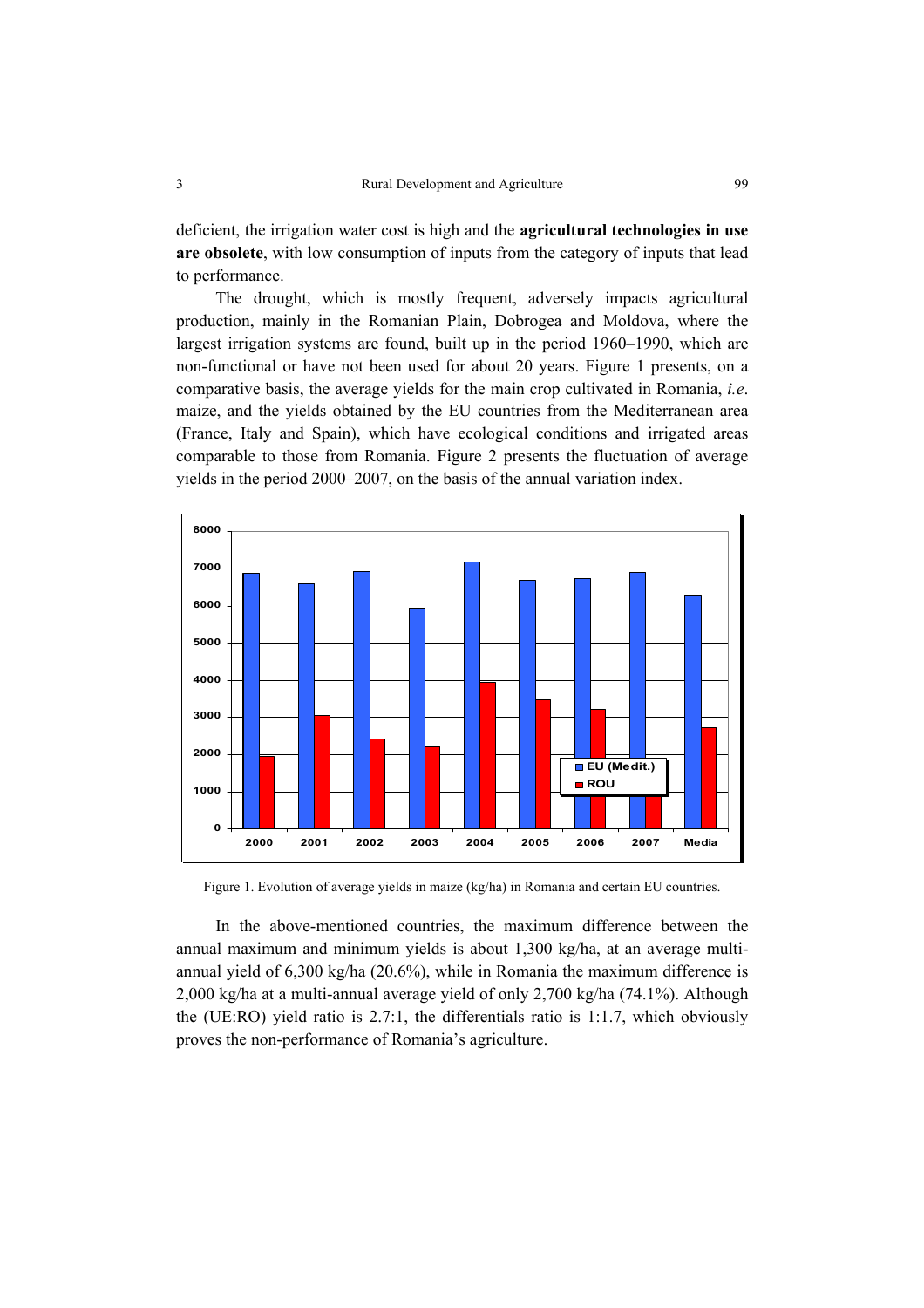deficient, the irrigation water cost is high and the **agricultural technologies in use are obsolete**, with low consumption of inputs from the category of inputs that lead to performance.

The drought, which is mostly frequent, adversely impacts agricultural production, mainly in the Romanian Plain, Dobrogea and Moldova, where the largest irrigation systems are found, built up in the period 1960–1990, which are non-functional or have not been used for about 20 years. Figure 1 presents, on a comparative basis, the average yields for the main crop cultivated in Romania, *i.e*. maize, and the yields obtained by the EU countries from the Mediterranean area (France, Italy and Spain), which have ecological conditions and irrigated areas comparable to those from Romania. Figure 2 presents the fluctuation of average yields in the period 2000–2007, on the basis of the annual variation index.

Figure 1. Evolution of average yields in maize (kg/ha) in Romania and certain EU countries.

In the above-mentioned countries, the maximum difference between the annual maximum and minimum yields is about 1,300 kg/ha, at an average multi-annual yield of 6,300 kg/ha (20.6%), while in Romania the maximum difference is 2,000 kg/ha at a multi-annual average yield of only 2,700 kg/ha (74.1%). Although the (UE:RO) yield ratio is 2.7:1, the differentials ratio is 1:1.7, which obviously proves the non-performance of Romania's agriculture.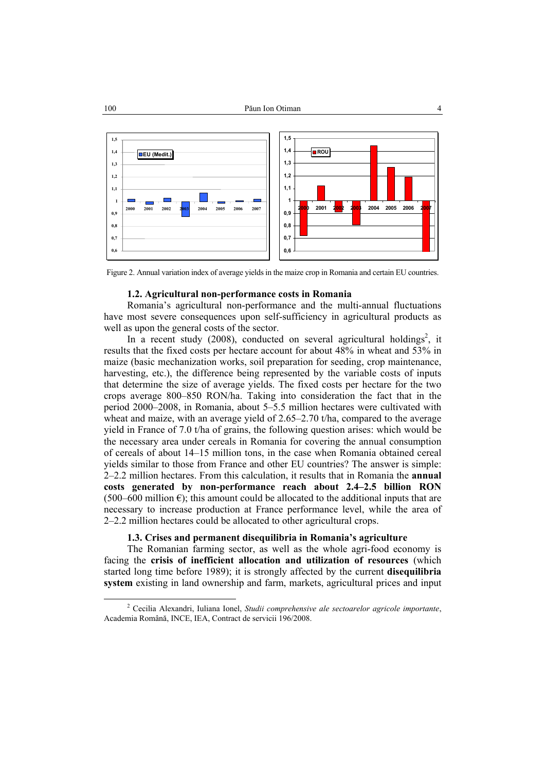Figure 2. Annual variation index of average yields in the maize crop in Romania and certain EU countries.

### 1.2. Agricultural non-performance costs in Romania

Romania's agricultural non-performance and the multi-annual fluctuations have most severe consequences upon self-sufficiency in agricultural products as well as upon the general costs of the sector.

In a recent study (2008), conducted on several agricultural holdings[2], it results that the fixed costs per hectare account for about 48% in wheat and 53% in maize (basic mechanization works, soil preparation for seeding, crop maintenance, harvesting, etc.), the difference being represented by the variable costs of inputs that determine the size of average yields. The fixed costs per hectare for the two crops average 800–850 RON/ha. Taking into consideration the fact that in the period 2000–2008, in Romania, about 5–5.5 million hectares were cultivated with wheat and maize, with an average yield of 2.65–2.70 t/ha, compared to the average yield in France of 7.0 t/ha of grains, the following question arises: which would be the necessary area under cereals in Romania for covering the annual consumption of cereals of about 14–15 million tons, in the case when Romania obtained cereal yields similar to those from France and other EU countries? The answer is simple: 2–2.2 million hectares. From this calculation, it results that in Romania the **annual costs generated by non-performance reach about 2.4–2.5 billion RON** (500–600 million €); this amount could be allocated to the additional inputs that are necessary to increase production at France performance level, while the area of 2–2.2 million hectares could be allocated to other agricultural crops.

### 1.3. Crises and permanent disequilibria in Romania's agriculture

The Romanian farming sector, as well as the whole agri-food economy is facing the **crisis of inefficient allocation and utilization of resources** (which started long time before 1989); it is strongly affected by the current **disequilibria system** existing in land ownership and farm, markets, agricultural prices and input

---

[2] Cecilia Alexandri, Iuliana Ionel, *Studii comprehensive ale sectoarelor agricole importante*, Academia Română, INCE, IEA, Contract de servicii 196/2008.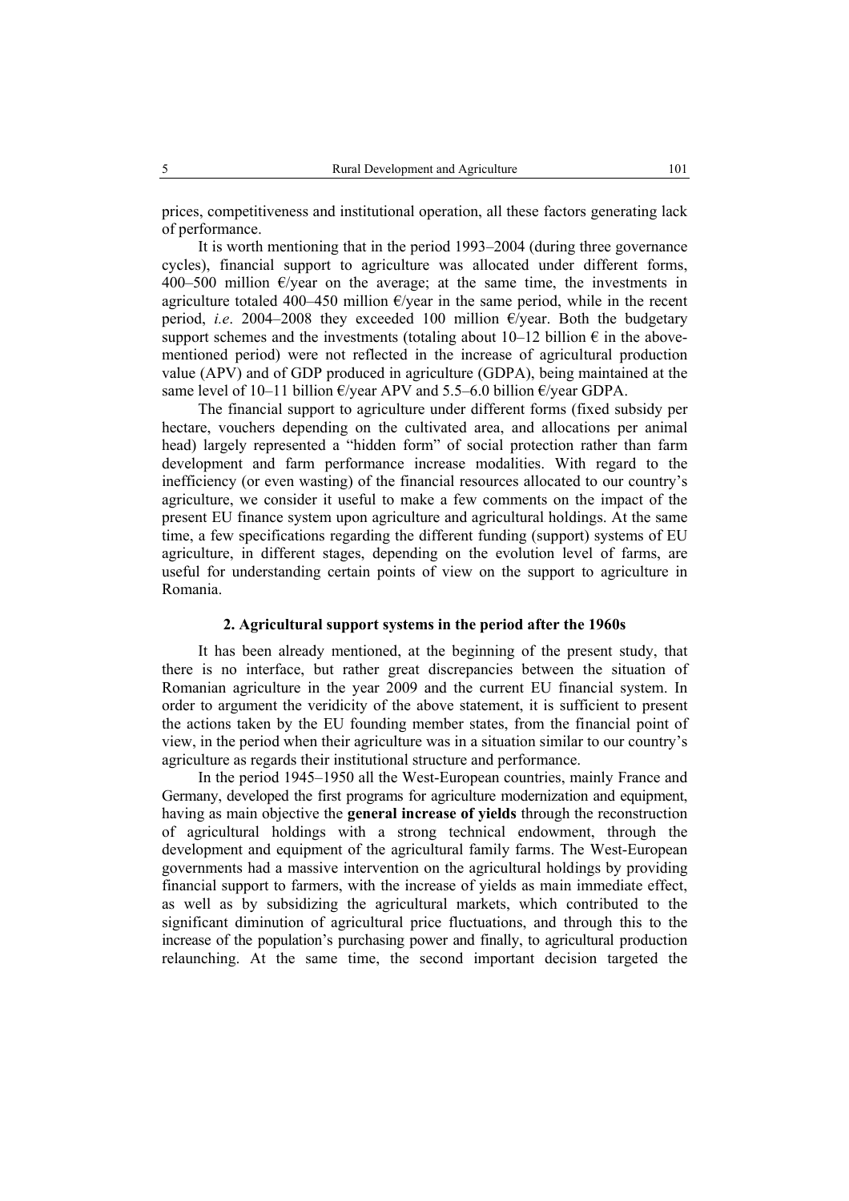prices, competitiveness and institutional operation, all these factors generating lack of performance.

It is worth mentioning that in the period 1993–2004 (during three governance cycles), financial support to agriculture was allocated under different forms, 400–500 million €/year on the average; at the same time, the investments in agriculture totaled 400–450 million €/year in the same period, while in the recent period, *i.e*. 2004–2008 they exceeded 100 million €/year. Both the budgetary support schemes and the investments (totaling about 10–12 billion € in the above-mentioned period) were not reflected in the increase of agricultural production value (APV) and of GDP produced in agriculture (GDPA), being maintained at the same level of 10–11 billion €/year APV and 5.5–6.0 billion €/year GDPA.

The financial support to agriculture under different forms (fixed subsidy per hectare, vouchers depending on the cultivated area, and allocations per animal head) largely represented a "hidden form" of social protection rather than farm development and farm performance increase modalities. With regard to the inefficiency (or even wasting) of the financial resources allocated to our country's agriculture, we consider it useful to make a few comments on the impact of the present EU finance system upon agriculture and agricultural holdings. At the same time, a few specifications regarding the different funding (support) systems of EU agriculture, in different stages, depending on the evolution level of farms, are useful for understanding certain points of view on the support to agriculture in Romania.

## 2. Agricultural support systems in the period after the 1960s

It has been already mentioned, at the beginning of the present study, that there is no interface, but rather great discrepancies between the situation of Romanian agriculture in the year 2009 and the current EU financial system. In order to argument the veridicity of the above statement, it is sufficient to present the actions taken by the EU founding member states, from the financial point of view, in the period when their agriculture was in a situation similar to our country's agriculture as regards their institutional structure and performance.

In the period 1945–1950 all the West-European countries, mainly France and Germany, developed the first programs for agriculture modernization and equipment, having as main objective the **general increase of yields** through the reconstruction of agricultural holdings with a strong technical endowment, through the development and equipment of the agricultural family farms. The West-European governments had a massive intervention on the agricultural holdings by providing financial support to farmers, with the increase of yields as main immediate effect, as well as by subsidizing the agricultural markets, which contributed to the significant diminution of agricultural price fluctuations, and through this to the increase of the population's purchasing power and finally, to agricultural production relaunching. At the same time, the second important decision targeted the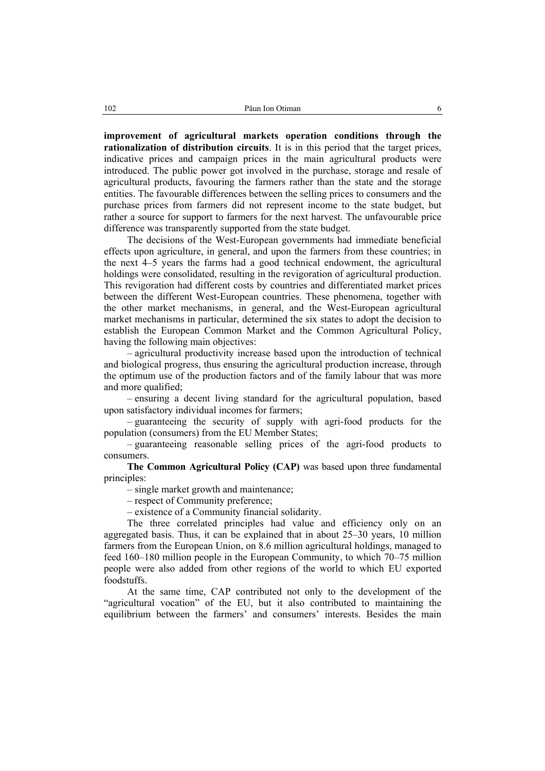**improvement of agricultural markets operation conditions through the rationalization of distribution circuits**. It is in this period that the target prices, indicative prices and campaign prices in the main agricultural products were introduced. The public power got involved in the purchase, storage and resale of agricultural products, favouring the farmers rather than the state and the storage entities. The favourable differences between the selling prices to consumers and the purchase prices from farmers did not represent income to the state budget, but rather a source for support to farmers for the next harvest. The unfavourable price difference was transparently supported from the state budget.

The decisions of the West-European governments had immediate beneficial effects upon agriculture, in general, and upon the farmers from these countries; in the next 4–5 years the farms had a good technical endowment, the agricultural holdings were consolidated, resulting in the revigoration of agricultural production. This revigoration had different costs by countries and differentiated market prices between the different West-European countries. These phenomena, together with the other market mechanisms, in general, and the West-European agricultural market mechanisms in particular, determined the six states to adopt the decision to establish the European Common Market and the Common Agricultural Policy, having the following main objectives:

– agricultural productivity increase based upon the introduction of technical and biological progress, thus ensuring the agricultural production increase, through the optimum use of the production factors and of the family labour that was more and more qualified;

– ensuring a decent living standard for the agricultural population, based upon satisfactory individual incomes for farmers;

– guaranteeing the security of supply with agri-food products for the population (consumers) from the EU Member States;

– guaranteeing reasonable selling prices of the agri-food products to consumers.

**The Common Agricultural Policy (CAP)** was based upon three fundamental principles:

– single market growth and maintenance;

– respect of Community preference;

– existence of a Community financial solidarity.

The three correlated principles had value and efficiency only on an aggregated basis. Thus, it can be explained that in about 25–30 years, 10 million farmers from the European Union, on 8.6 million agricultural holdings, managed to feed 160–180 million people in the European Community, to which 70–75 million people were also added from other regions of the world to which EU exported foodstuffs.

At the same time, CAP contributed not only to the development of the "agricultural vocation" of the EU, but it also contributed to maintaining the equilibrium between the farmers' and consumers' interests. Besides the main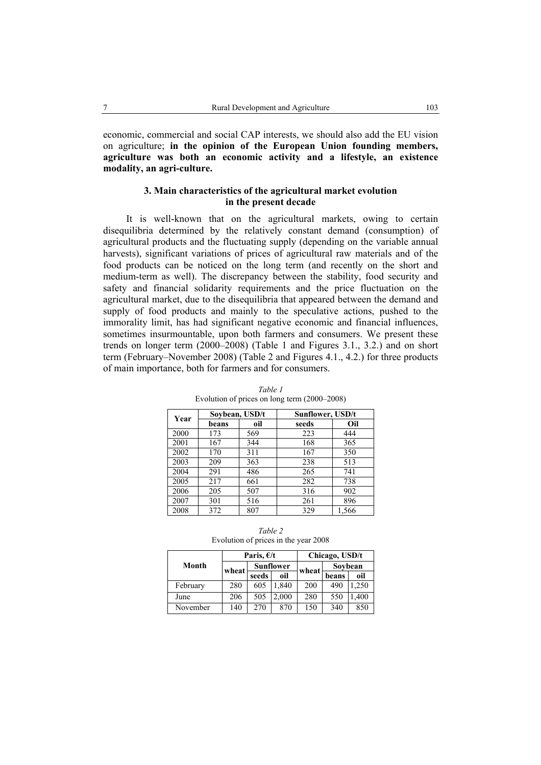economic, commercial and social CAP interests, we should also add the EU vision on agriculture; **in the opinion of the European Union founding members, agriculture was both an economic activity and a lifestyle, an existence modality, an agri-culture.**

### 3. Main characteristics of the agricultural market evolution in the present decade

It is well-known that on the agricultural markets, owing to certain disequilibria determined by the relatively constant demand (consumption) of agricultural products and the fluctuating supply (depending on the variable annual harvests), significant variations of prices of agricultural raw materials and of the food products can be noticed on the long term (and recently on the short and medium-term as well). The discrepancy between the stability, food security and safety and financial solidarity requirements and the price fluctuation on the agricultural market, due to the disequilibria that appeared between the demand and supply of food products and mainly to the speculative actions, pushed to the immorality limit, has had significant negative economic and financial influences, sometimes insurmountable, upon both farmers and consumers. We present these trends on longer term (2000–2008) (Table 1 and Figures 3.1., 3.2.) and on short term (February–November 2008) (Table 2 and Figures 4.1., 4.2.) for three products of main importance, both for farmers and for consumers.

*Table 1*
Evolution of prices on long term (2000–2008)

| Year | Soybean, USD/t | | Sunflower, USD/t | |
|---|---|---|---|---|
| | beans | oil | seeds | Oil |
| 2000 | 173 | 569 | 223 | 444 |
| 2001 | 167 | 344 | 168 | 365 |
| 2002 | 170 | 311 | 167 | 350 |
| 2003 | 209 | 363 | 238 | 513 |
| 2004 | 291 | 486 | 265 | 741 |
| 2005 | 217 | 661 | 282 | 738 |
| 2006 | 205 | 507 | 316 | 902 |
| 2007 | 301 | 516 | 261 | 896 |
| 2008 | 372 | 807 | 329 | 1,566 |

*Table 2*
Evolution of prices in the year 2008

| Month | Paris, €/t | | | Chicago, USD/t | | |
|---|---|---|---|---|---|---|
| | wheat | Sunflower | | wheat | Soybean | |
| | | seeds | oil | | beans | oil |
| February | 280 | 605 | 1,840 | 200 | 490 | 1,250 |
| June | 206 | 505 | 2,000 | 280 | 550 | 1,400 |
| November | 140 | 270 | 870 | 150 | 340 | 850 |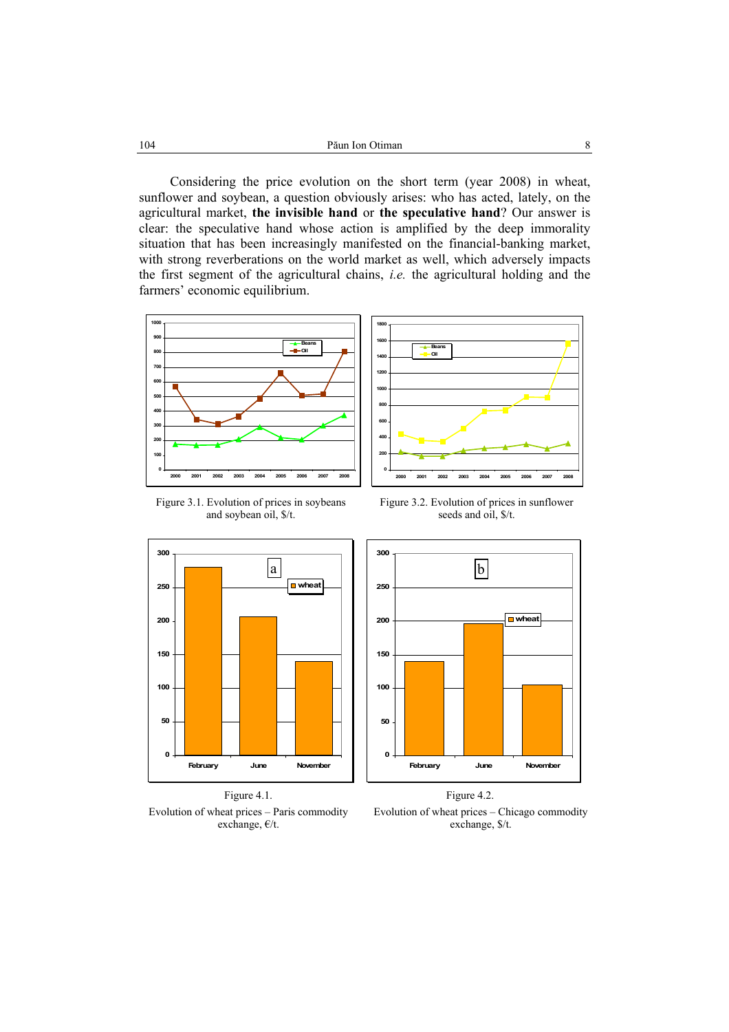Considering the price evolution on the short term (year 2008) in wheat, sunflower and soybean, a question obviously arises: who has acted, lately, on the agricultural market, **the invisible hand** or **the speculative hand**? Our answer is clear: the speculative hand whose action is amplified by the deep immorality situation that has been increasingly manifested on the financial-banking market, with strong reverberations on the world market as well, which adversely impacts the first segment of the agricultural chains, *i.e.* the agricultural holding and the farmers' economic equilibrium.

Figure 3.1. Evolution of prices in soybeans and soybean oil, \$/t.

Figure 3.2. Evolution of prices in sunflower seeds and oil, \$/t.

Figure 4.1.
Evolution of wheat prices – Paris commodity exchange, €/t.

Figure 4.2.
Evolution of wheat prices – Chicago commodity exchange, \$/t.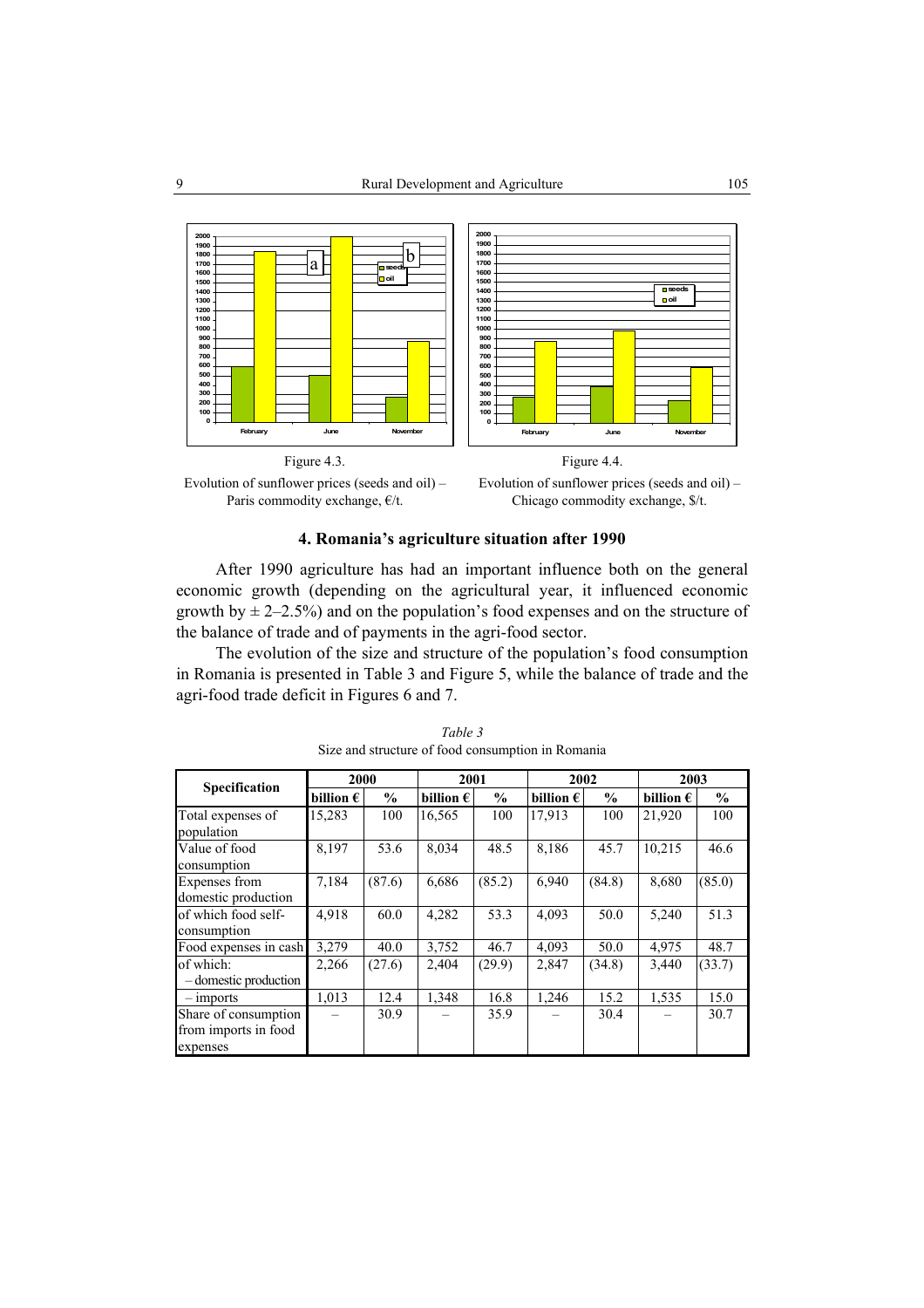Figure 4.3.

Evolution of sunflower prices (seeds and oil) – Paris commodity exchange, €/t.

Figure 4.4.

Evolution of sunflower prices (seeds and oil) – Chicago commodity exchange, $/t.

## 4. Romania's agriculture situation after 1990

After 1990 agriculture has had an important influence both on the general economic growth (depending on the agricultural year, it influenced economic growth by $\pm$ 2–2.5%) and on the population's food expenses and on the structure of the balance of trade and of payments in the agri-food sector.

The evolution of the size and structure of the population's food consumption in Romania is presented in Table 3 and Figure 5, while the balance of trade and the agri-food trade deficit in Figures 6 and 7.

*Table 3*

Size and structure of food consumption in Romania

| Specification | 2000 | | 2001 | | 2002 | | 2003 | |
|---|---|---|---|---|---|---|---|---|
| | billion € | % | billion € | % | billion € | % | billion € | % |
| Total expenses of population | 15,283 | 100 | 16,565 | 100 | 17,913 | 100 | 21,920 | 100 |
| Value of food consumption | 8,197 | 53.6 | 8,034 | 48.5 | 8,186 | 45.7 | 10,215 | 46.6 |
| Expenses from domestic production | 7,184 | (87.6) | 6,686 | (85.2) | 6,940 | (84.8) | 8,680 | (85.0) |
| of which food self-consumption | 4,918 | 60.0 | 4,282 | 53.3 | 4,093 | 50.0 | 5,240 | 51.3 |
| Food expenses in cash | 3,279 | 40.0 | 3,752 | 46.7 | 4,093 | 50.0 | 4,975 | 48.7 |
| of which: – domestic production | 2,266 | (27.6) | 2,404 | (29.9) | 2,847 | (34.8) | 3,440 | (33.7) |
| – imports | 1,013 | 12.4 | 1,348 | 16.8 | 1,246 | 15.2 | 1,535 | 15.0 |
| Share of consumption from imports in food expenses | – | 30.9 | – | 35.9 | – | 30.4 | – | 30.7 |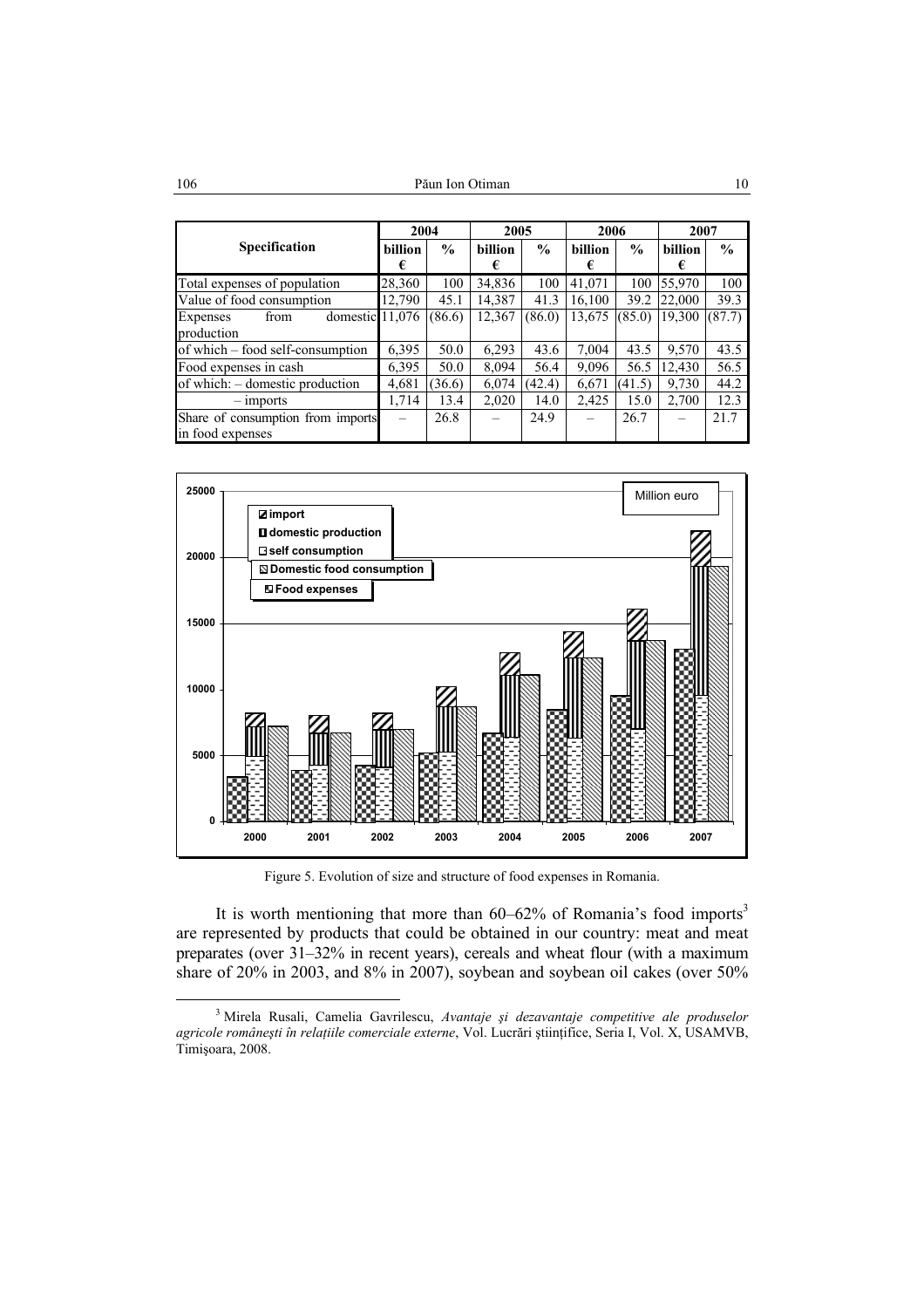| Specification | 2004 | | 2005 | | 2006 | | 2007 | |
|---|---|---|---|---|---|---|---|---|
| | billion € | % | billion € | % | billion € | % | billion € | % |
| Total expenses of population | 28,360 | 100 | 34,836 | 100 | 41,071 | 100 | 55,970 | 100 |
| Value of food consumption | 12,790 | 45.1 | 14,387 | 41.3 | 16,100 | 39.2 | 22,000 | 39.3 |
| Expenses from domestic production | 11,076 | (86.6) | 12,367 | (86.0) | 13,675 | (85.0) | 19,300 | (87.7) |
| of which – food self-consumption | 6,395 | 50.0 | 6,293 | 43.6 | 7,004 | 43.5 | 9,570 | 43.5 |
| Food expenses in cash | 6,395 | 50.0 | 8,094 | 56.4 | 9,096 | 56.5 | 12,430 | 56.5 |
| of which: – domestic production | 4,681 | (36.6) | 6,074 | (42.4) | 6,671 | (41.5) | 9,730 | 44.2 |
| – imports | 1,714 | 13.4 | 2,020 | 14.0 | 2,425 | 15.0 | 2,700 | 12.3 |
| Share of consumption from imports in food expenses | – | 26.8 | – | 24.9 | – | 26.7 | – | 21.7 |

Figure 5. Evolution of size and structure of food expenses in Romania.

It is worth mentioning that more than 60–62% of Romania's food imports[3] are represented by products that could be obtained in our country: meat and meat preparates (over 31–32% in recent years), cereals and wheat flour (with a maximum share of 20% in 2003, and 8% in 2007), soybean and soybean oil cakes (over 50%

[3] Mirela Rusali, Camelia Gavrilescu, *Avantaje şi dezavantaje competitive ale produselor agricole româneşti în relaţiile comerciale externe*, Vol. Lucrări ştiinţifice, Seria I, Vol. X, USAMVB, Timişoara, 2008.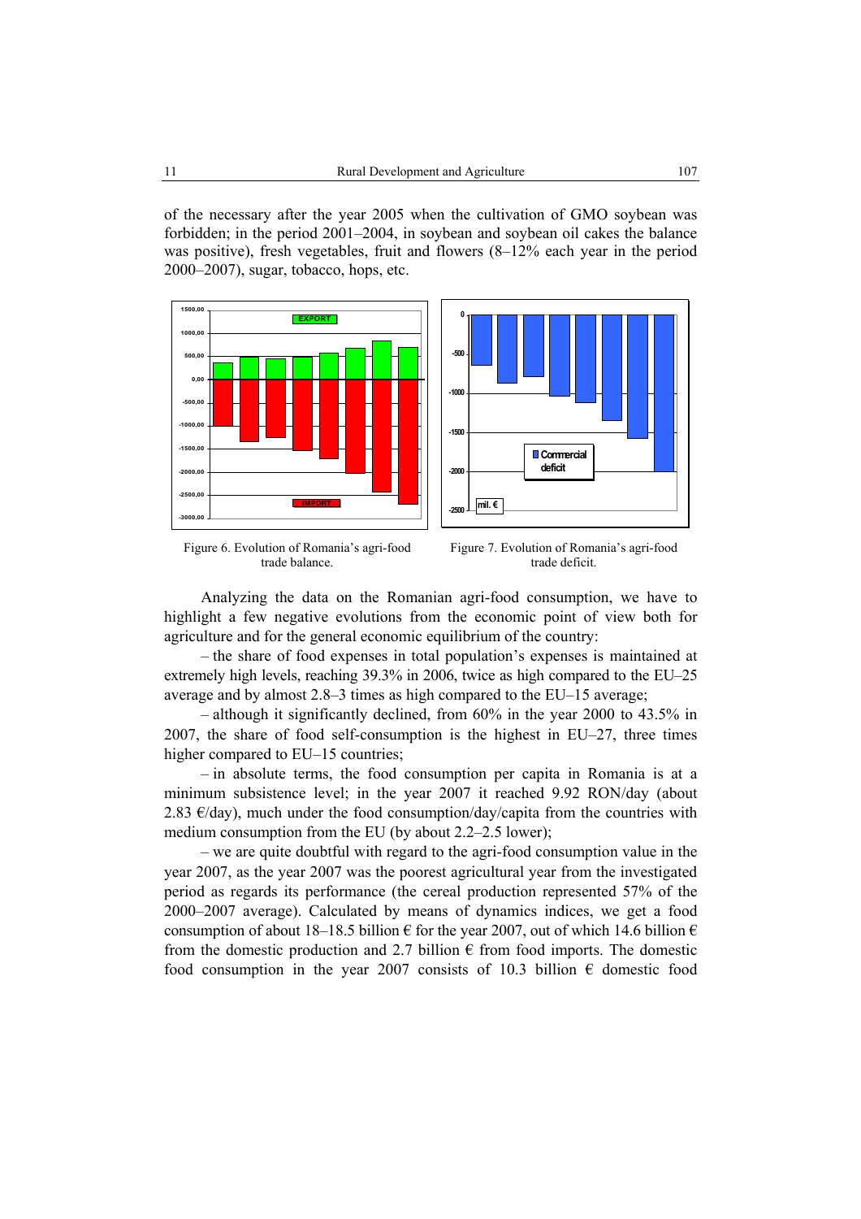of the necessary after the year 2005 when the cultivation of GMO soybean was forbidden; in the period 2001–2004, in soybean and soybean oil cakes the balance was positive), fresh vegetables, fruit and flowers (8–12% each year in the period 2000–2007), sugar, tobacco, hops, etc.

Figure 6. Evolution of Romania's agri-food trade balance.

Figure 7. Evolution of Romania's agri-food trade deficit.

Analyzing the data on the Romanian agri-food consumption, we have to highlight a few negative evolutions from the economic point of view both for agriculture and for the general economic equilibrium of the country:

– the share of food expenses in total population's expenses is maintained at extremely high levels, reaching 39.3% in 2006, twice as high compared to the EU–25 average and by almost 2.8–3 times as high compared to the EU–15 average;

– although it significantly declined, from 60% in the year 2000 to 43.5% in 2007, the share of food self-consumption is the highest in EU–27, three times higher compared to EU–15 countries;

– in absolute terms, the food consumption per capita in Romania is at a minimum subsistence level; in the year 2007 it reached 9.92 RON/day (about 2.83 €/day), much under the food consumption/day/capita from the countries with medium consumption from the EU (by about 2.2–2.5 lower);

– we are quite doubtful with regard to the agri-food consumption value in the year 2007, as the year 2007 was the poorest agricultural year from the investigated period as regards its performance (the cereal production represented 57% of the 2000–2007 average). Calculated by means of dynamics indices, we get a food consumption of about 18–18.5 billion € for the year 2007, out of which 14.6 billion € from the domestic production and 2.7 billion € from food imports. The domestic food consumption in the year 2007 consists of 10.3 billion € domestic food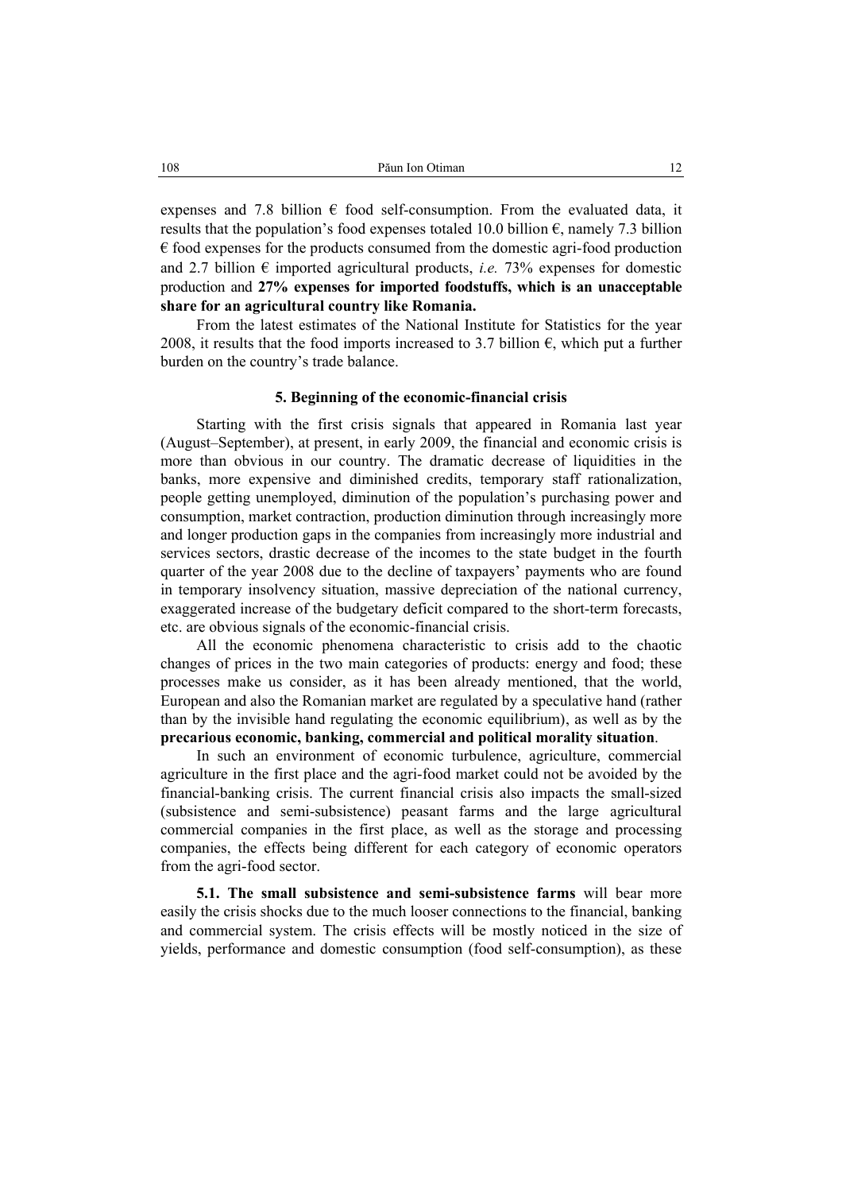expenses and 7.8 billion € food self-consumption. From the evaluated data, it results that the population's food expenses totaled 10.0 billion €, namely 7.3 billion € food expenses for the products consumed from the domestic agri-food production and 2.7 billion € imported agricultural products, *i.e.* 73% expenses for domestic production and **27% expenses for imported foodstuffs, which is an unacceptable share for an agricultural country like Romania.**

From the latest estimates of the National Institute for Statistics for the year 2008, it results that the food imports increased to 3.7 billion €, which put a further burden on the country's trade balance.

## 5. Beginning of the economic-financial crisis

Starting with the first crisis signals that appeared in Romania last year (August–September), at present, in early 2009, the financial and economic crisis is more than obvious in our country. The dramatic decrease of liquidities in the banks, more expensive and diminished credits, temporary staff rationalization, people getting unemployed, diminution of the population's purchasing power and consumption, market contraction, production diminution through increasingly more and longer production gaps in the companies from increasingly more industrial and services sectors, drastic decrease of the incomes to the state budget in the fourth quarter of the year 2008 due to the decline of taxpayers' payments who are found in temporary insolvency situation, massive depreciation of the national currency, exaggerated increase of the budgetary deficit compared to the short-term forecasts, etc. are obvious signals of the economic-financial crisis.

All the economic phenomena characteristic to crisis add to the chaotic changes of prices in the two main categories of products: energy and food; these processes make us consider, as it has been already mentioned, that the world, European and also the Romanian market are regulated by a speculative hand (rather than by the invisible hand regulating the economic equilibrium), as well as by the **precarious economic, banking, commercial and political morality situation**.

In such an environment of economic turbulence, agriculture, commercial agriculture in the first place and the agri-food market could not be avoided by the financial-banking crisis. The current financial crisis also impacts the small-sized (subsistence and semi-subsistence) peasant farms and the large agricultural commercial companies in the first place, as well as the storage and processing companies, the effects being different for each category of economic operators from the agri-food sector.

**5.1. The small subsistence and semi-subsistence farms** will bear more easily the crisis shocks due to the much looser connections to the financial, banking and commercial system. The crisis effects will be mostly noticed in the size of yields, performance and domestic consumption (food self-consumption), as these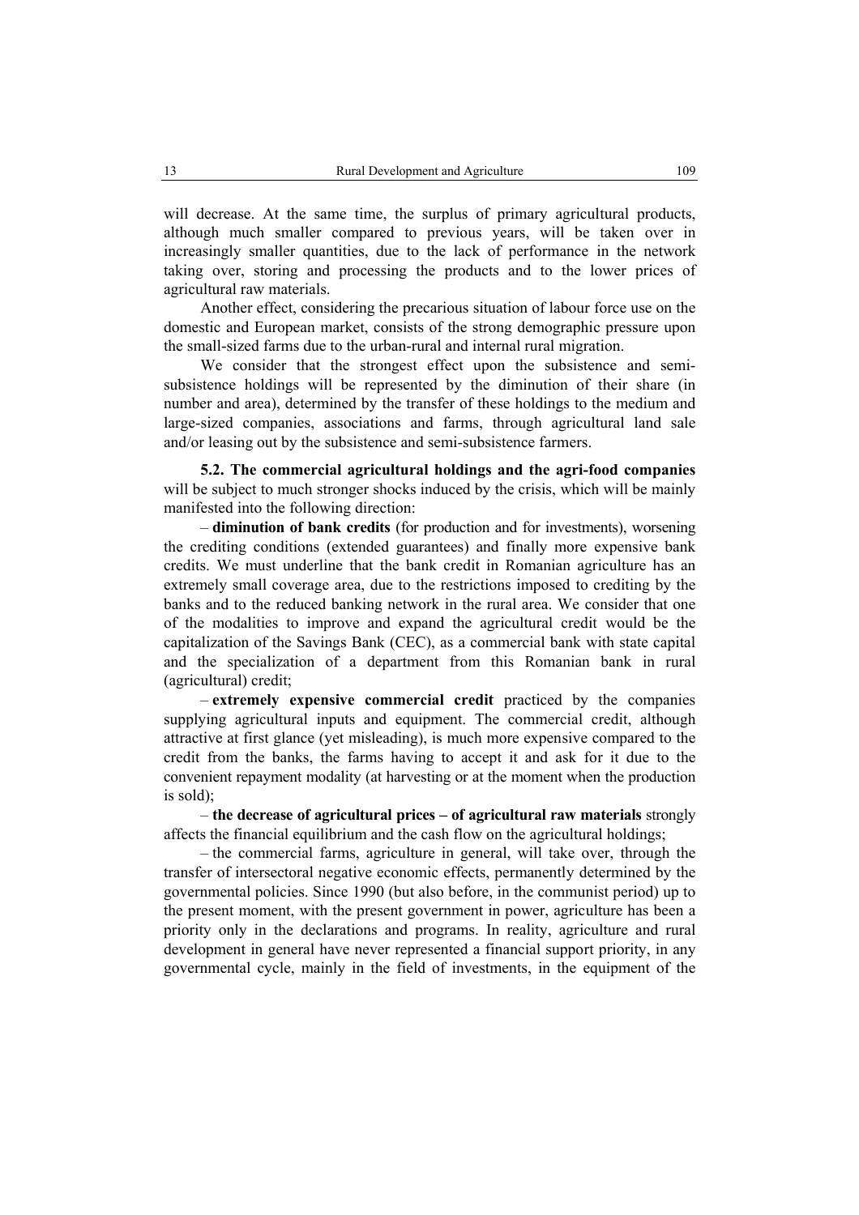will decrease. At the same time, the surplus of primary agricultural products, although much smaller compared to previous years, will be taken over in increasingly smaller quantities, due to the lack of performance in the network taking over, storing and processing the products and to the lower prices of agricultural raw materials.

Another effect, considering the precarious situation of labour force use on the domestic and European market, consists of the strong demographic pressure upon the small-sized farms due to the urban-rural and internal rural migration.

We consider that the strongest effect upon the subsistence and semi-subsistence holdings will be represented by the diminution of their share (in number and area), determined by the transfer of these holdings to the medium and large-sized companies, associations and farms, through agricultural land sale and/or leasing out by the subsistence and semi-subsistence farmers.

**5.2. The commercial agricultural holdings and the agri-food companies** will be subject to much stronger shocks induced by the crisis, which will be mainly manifested into the following direction:

– **diminution of bank credits** (for production and for investments), worsening the crediting conditions (extended guarantees) and finally more expensive bank credits. We must underline that the bank credit in Romanian agriculture has an extremely small coverage area, due to the restrictions imposed to crediting by the banks and to the reduced banking network in the rural area. We consider that one of the modalities to improve and expand the agricultural credit would be the capitalization of the Savings Bank (CEC), as a commercial bank with state capital and the specialization of a department from this Romanian bank in rural (agricultural) credit;

– **extremely expensive commercial credit** practiced by the companies supplying agricultural inputs and equipment. The commercial credit, although attractive at first glance (yet misleading), is much more expensive compared to the credit from the banks, the farms having to accept it and ask for it due to the convenient repayment modality (at harvesting or at the moment when the production is sold);

– **the decrease of agricultural prices – of agricultural raw materials** strongly affects the financial equilibrium and the cash flow on the agricultural holdings;

– the commercial farms, agriculture in general, will take over, through the transfer of intersectoral negative economic effects, permanently determined by the governmental policies. Since 1990 (but also before, in the communist period) up to the present moment, with the present government in power, agriculture has been a priority only in the declarations and programs. In reality, agriculture and rural development in general have never represented a financial support priority, in any governmental cycle, mainly in the field of investments, in the equipment of the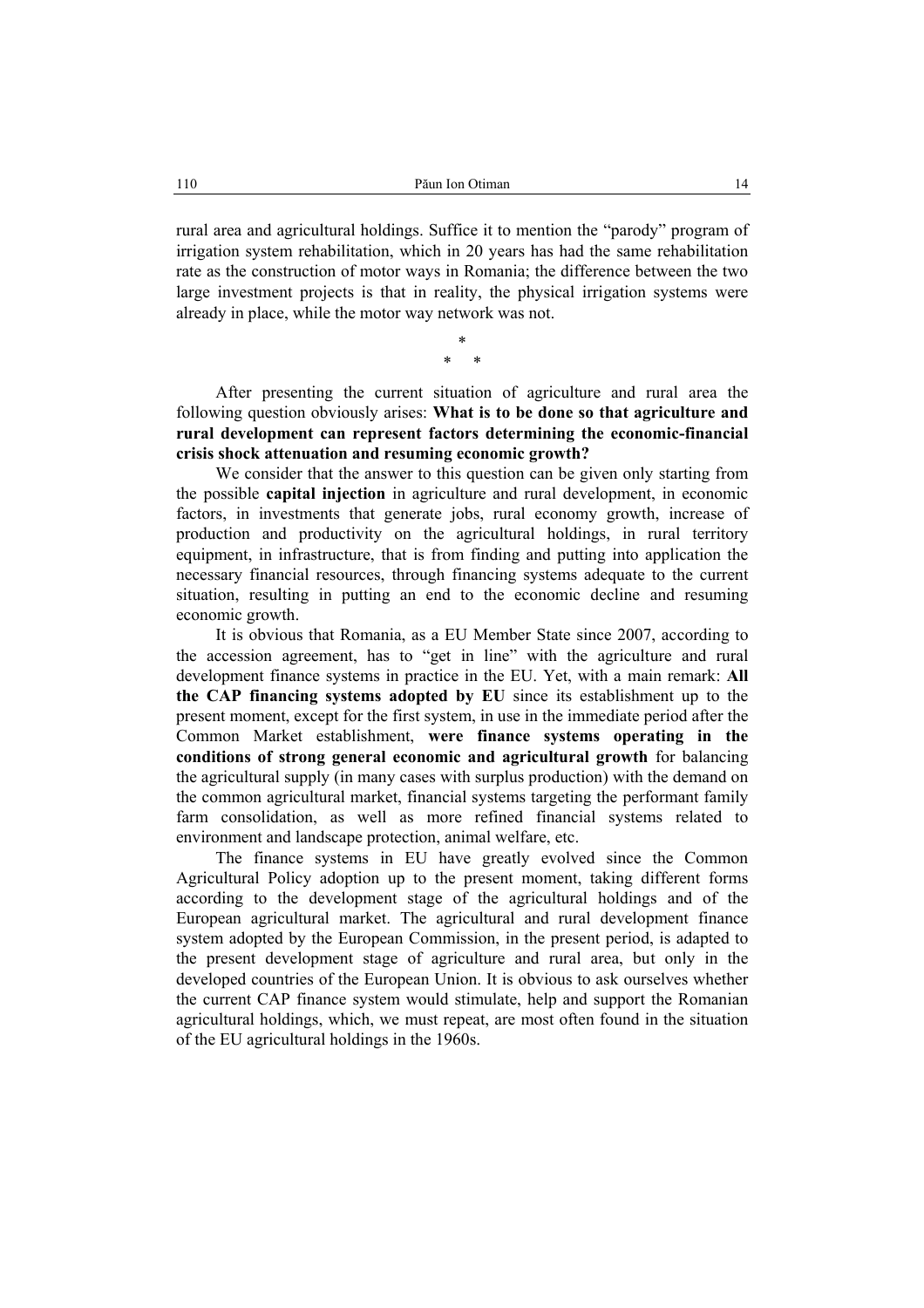rural area and agricultural holdings. Suffice it to mention the "parody" program of irrigation system rehabilitation, which in 20 years has had the same rehabilitation rate as the construction of motor ways in Romania; the difference between the two large investment projects is that in reality, the physical irrigation systems were already in place, while the motor way network was not.

\*

\*   \*

After presenting the current situation of agriculture and rural area the following question obviously arises: **What is to be done so that agriculture and rural development can represent factors determining the economic-financial crisis shock attenuation and resuming economic growth?**

We consider that the answer to this question can be given only starting from the possible **capital injection** in agriculture and rural development, in economic factors, in investments that generate jobs, rural economy growth, increase of production and productivity on the agricultural holdings, in rural territory equipment, in infrastructure, that is from finding and putting into application the necessary financial resources, through financing systems adequate to the current situation, resulting in putting an end to the economic decline and resuming economic growth.

It is obvious that Romania, as a EU Member State since 2007, according to the accession agreement, has to "get in line" with the agriculture and rural development finance systems in practice in the EU. Yet, with a main remark: **All the CAP financing systems adopted by EU** since its establishment up to the present moment, except for the first system, in use in the immediate period after the Common Market establishment, **were finance systems operating in the conditions of strong general economic and agricultural growth** for balancing the agricultural supply (in many cases with surplus production) with the demand on the common agricultural market, financial systems targeting the performant family farm consolidation, as well as more refined financial systems related to environment and landscape protection, animal welfare, etc.

The finance systems in EU have greatly evolved since the Common Agricultural Policy adoption up to the present moment, taking different forms according to the development stage of the agricultural holdings and of the European agricultural market. The agricultural and rural development finance system adopted by the European Commission, in the present period, is adapted to the present development stage of agriculture and rural area, but only in the developed countries of the European Union. It is obvious to ask ourselves whether the current CAP finance system would stimulate, help and support the Romanian agricultural holdings, which, we must repeat, are most often found in the situation of the EU agricultural holdings in the 1960s.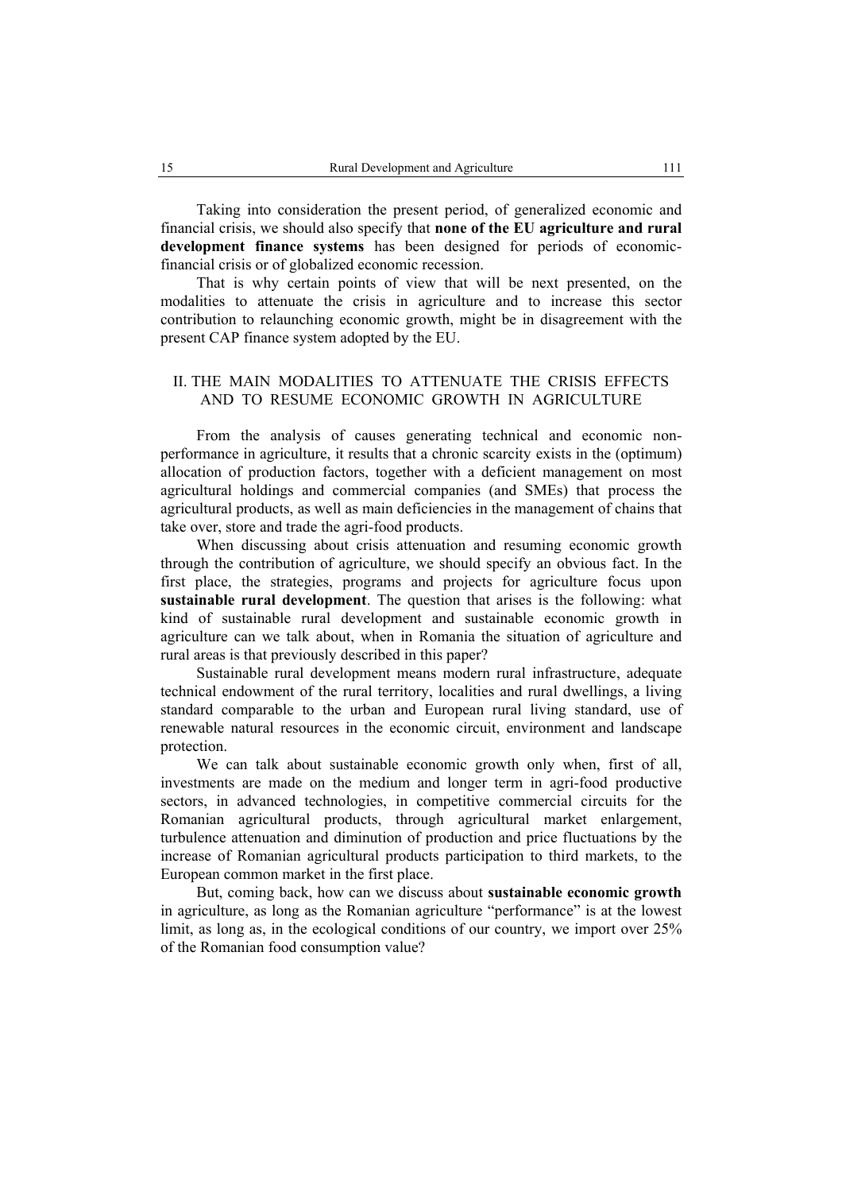Taking into consideration the present period, of generalized economic and financial crisis, we should also specify that **none of the EU agriculture and rural development finance systems** has been designed for periods of economic-financial crisis or of globalized economic recession.

That is why certain points of view that will be next presented, on the modalities to attenuate the crisis in agriculture and to increase this sector contribution to relaunching economic growth, might be in disagreement with the present CAP finance system adopted by the EU.

## II. THE MAIN MODALITIES TO ATTENUATE THE CRISIS EFFECTS AND TO RESUME ECONOMIC GROWTH IN AGRICULTURE

From the analysis of causes generating technical and economic non-performance in agriculture, it results that a chronic scarcity exists in the (optimum) allocation of production factors, together with a deficient management on most agricultural holdings and commercial companies (and SMEs) that process the agricultural products, as well as main deficiencies in the management of chains that take over, store and trade the agri-food products.

When discussing about crisis attenuation and resuming economic growth through the contribution of agriculture, we should specify an obvious fact. In the first place, the strategies, programs and projects for agriculture focus upon **sustainable rural development**. The question that arises is the following: what kind of sustainable rural development and sustainable economic growth in agriculture can we talk about, when in Romania the situation of agriculture and rural areas is that previously described in this paper?

Sustainable rural development means modern rural infrastructure, adequate technical endowment of the rural territory, localities and rural dwellings, a living standard comparable to the urban and European rural living standard, use of renewable natural resources in the economic circuit, environment and landscape protection.

We can talk about sustainable economic growth only when, first of all, investments are made on the medium and longer term in agri-food productive sectors, in advanced technologies, in competitive commercial circuits for the Romanian agricultural products, through agricultural market enlargement, turbulence attenuation and diminution of production and price fluctuations by the increase of Romanian agricultural products participation to third markets, to the European common market in the first place.

But, coming back, how can we discuss about **sustainable economic growth** in agriculture, as long as the Romanian agriculture "performance" is at the lowest limit, as long as, in the ecological conditions of our country, we import over 25% of the Romanian food consumption value?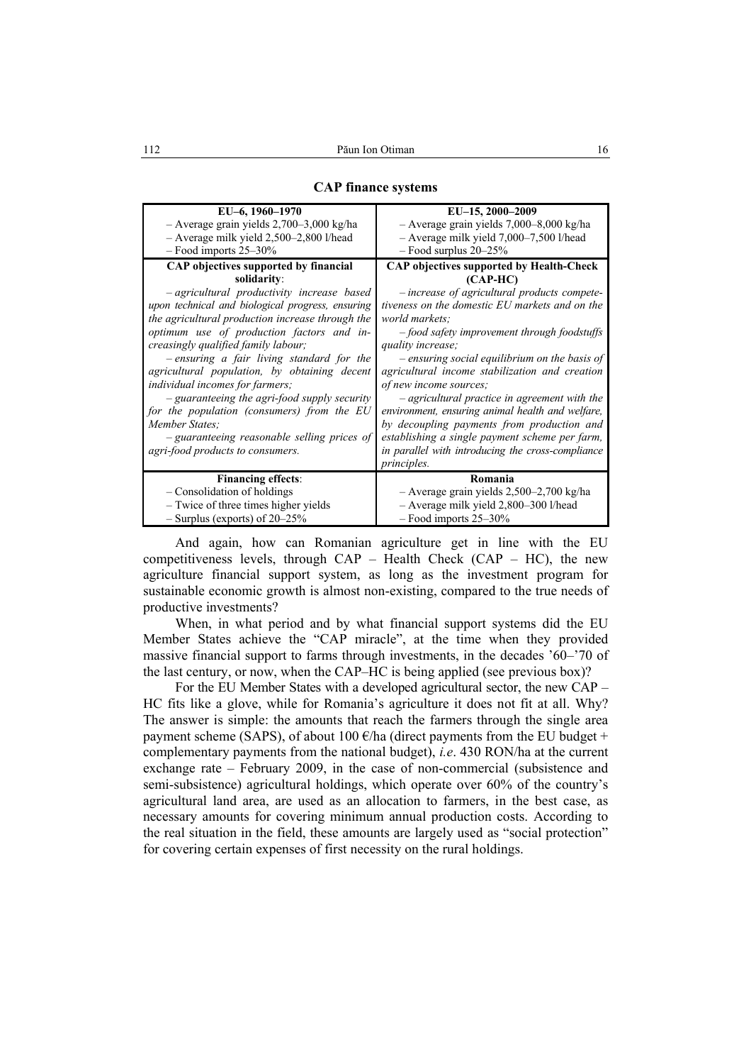**CAP finance systems**

| EU–6, 1960–1970 | EU–15, 2000–2009 |
|---|---|
| – Average grain yields 2,700–3,000 kg/ha<br>– Average milk yield 2,500–2,800 l/head<br>– Food imports 25–30% | – Average grain yields 7,000–8,000 kg/ha<br>– Average milk yield 7,000–7,500 l/head<br>– Food surplus 20–25% |
| **CAP objectives supported by financial solidarity**:<br>*– agricultural productivity increase based upon technical and biological progress, ensuring the agricultural production increase through the optimum use of production factors and increasingly qualified family labour;*<br>*– ensuring a fair living standard for the agricultural population, by obtaining decent individual incomes for farmers;*<br>*– guaranteeing the agri-food supply security for the population (consumers) from the EU Member States;*<br>*– guaranteeing reasonable selling prices of agri-food products to consumers.* | **CAP objectives supported by Health-Check (CAP-HC)**<br>*– increase of agricultural products competetiveness on the domestic EU markets and on the world markets;*<br>*– food safety improvement through foodstuffs quality increase;*<br>*– ensuring social equilibrium on the basis of agricultural income stabilization and creation of new income sources;*<br>*– agricultural practice in agreement with the environment, ensuring animal health and welfare, by decoupling payments from production and establishing a single payment scheme per farm, in parallel with introducing the cross-compliance principles.* |
| **Financing effects**:<br>– Consolidation of holdings<br>– Twice of three times higher yields<br>– Surplus (exports) of 20–25% | **Romania**<br>– Average grain yields 2,500–2,700 kg/ha<br>– Average milk yield 2,800–300 l/head<br>– Food imports 25–30% |

And again, how can Romanian agriculture get in line with the EU competitiveness levels, through CAP – Health Check (CAP – HC), the new agriculture financial support system, as long as the investment program for sustainable economic growth is almost non-existing, compared to the true needs of productive investments?

When, in what period and by what financial support systems did the EU Member States achieve the "CAP miracle", at the time when they provided massive financial support to farms through investments, in the decades '60–'70 of the last century, or now, when the CAP–HC is being applied (see previous box)?

For the EU Member States with a developed agricultural sector, the new CAP – HC fits like a glove, while for Romania's agriculture it does not fit at all. Why? The answer is simple: the amounts that reach the farmers through the single area payment scheme (SAPS), of about 100 €/ha (direct payments from the EU budget + complementary payments from the national budget), *i.e*. 430 RON/ha at the current exchange rate – February 2009, in the case of non-commercial (subsistence and semi-subsistence) agricultural holdings, which operate over 60% of the country's agricultural land area, are used as an allocation to farmers, in the best case, as necessary amounts for covering minimum annual production costs. According to the real situation in the field, these amounts are largely used as "social protection" for covering certain expenses of first necessity on the rural holdings.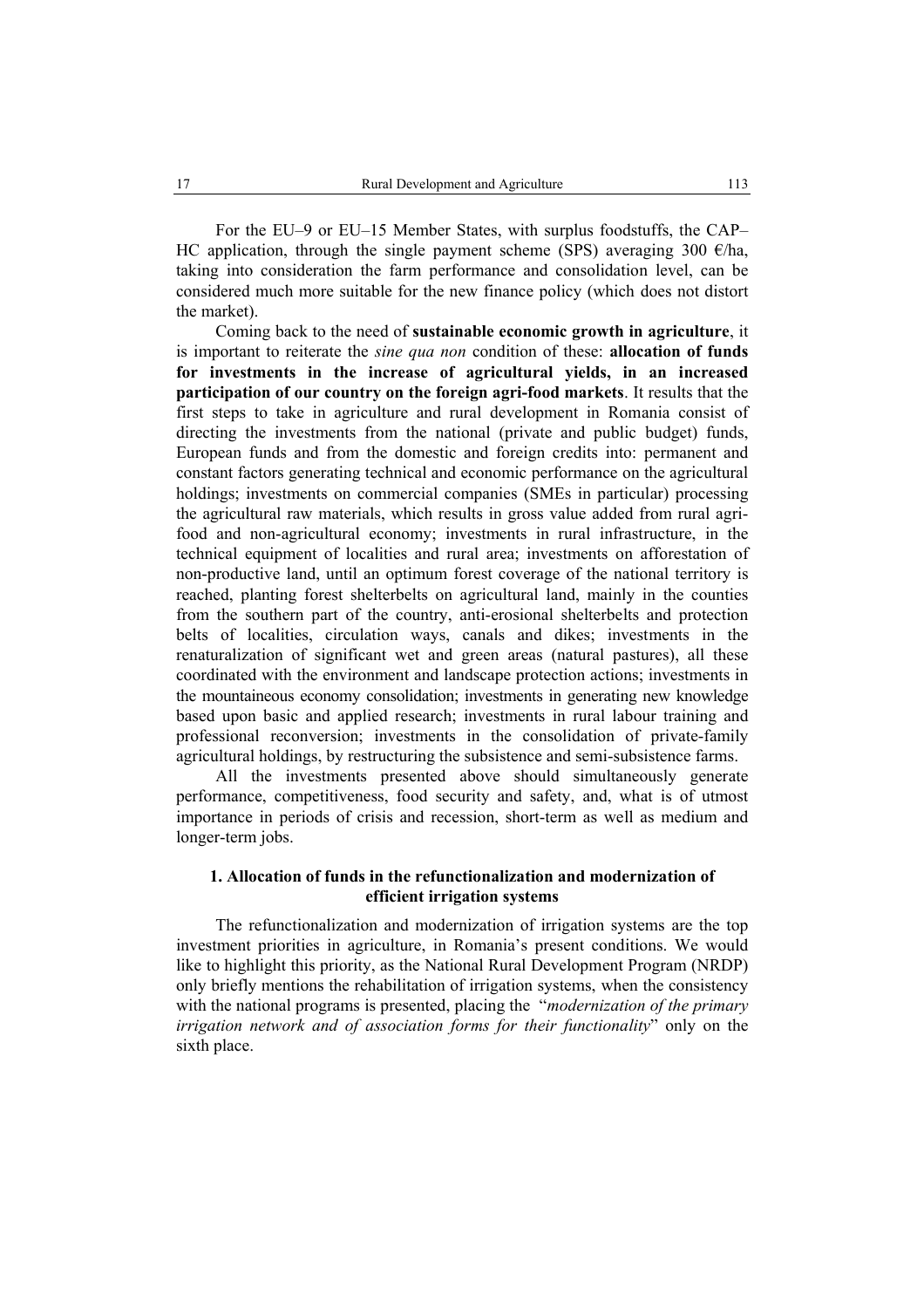For the EU–9 or EU–15 Member States, with surplus foodstuffs, the CAP–HC application, through the single payment scheme (SPS) averaging 300 €/ha, taking into consideration the farm performance and consolidation level, can be considered much more suitable for the new finance policy (which does not distort the market).

Coming back to the need of **sustainable economic growth in agriculture**, it is important to reiterate the *sine qua non* condition of these: **allocation of funds for investments in the increase of agricultural yields, in an increased participation of our country on the foreign agri-food markets**. It results that the first steps to take in agriculture and rural development in Romania consist of directing the investments from the national (private and public budget) funds, European funds and from the domestic and foreign credits into: permanent and constant factors generating technical and economic performance on the agricultural holdings; investments on commercial companies (SMEs in particular) processing the agricultural raw materials, which results in gross value added from rural agri-food and non-agricultural economy; investments in rural infrastructure, in the technical equipment of localities and rural area; investments on afforestation of non-productive land, until an optimum forest coverage of the national territory is reached, planting forest shelterbelts on agricultural land, mainly in the counties from the southern part of the country, anti-erosional shelterbelts and protection belts of localities, circulation ways, canals and dikes; investments in the renaturalization of significant wet and green areas (natural pastures), all these coordinated with the environment and landscape protection actions; investments in the mountaineous economy consolidation; investments in generating new knowledge based upon basic and applied research; investments in rural labour training and professional reconversion; investments in the consolidation of private-family agricultural holdings, by restructuring the subsistence and semi-subsistence farms.

All the investments presented above should simultaneously generate performance, competitiveness, food security and safety, and, what is of utmost importance in periods of crisis and recession, short-term as well as medium and longer-term jobs.

## 1. Allocation of funds in the refunctionalization and modernization of efficient irrigation systems

The refunctionalization and modernization of irrigation systems are the top investment priorities in agriculture, in Romania's present conditions. We would like to highlight this priority, as the National Rural Development Program (NRDP) only briefly mentions the rehabilitation of irrigation systems, when the consistency with the national programs is presented, placing the "*modernization of the primary irrigation network and of association forms for their functionality*" only on the sixth place.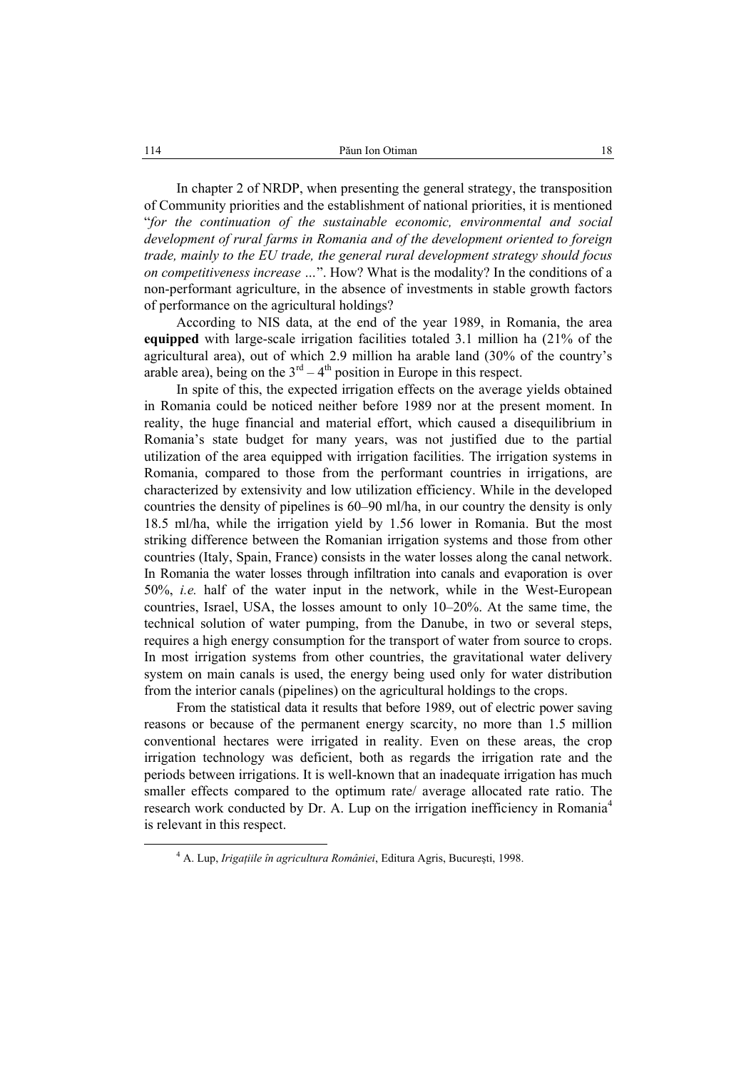In chapter 2 of NRDP, when presenting the general strategy, the transposition of Community priorities and the establishment of national priorities, it is mentioned "*for the continuation of the sustainable economic, environmental and social development of rural farms in Romania and of the development oriented to foreign trade, mainly to the EU trade, the general rural development strategy should focus on competitiveness increase …*". How? What is the modality? In the conditions of a non-performant agriculture, in the absence of investments in stable growth factors of performance on the agricultural holdings?

According to NIS data, at the end of the year 1989, in Romania, the area **equipped** with large-scale irrigation facilities totaled 3.1 million ha (21% of the agricultural area), out of which 2.9 million ha arable land (30% of the country's arable area), being on the 3rd – 4th position in Europe in this respect.

In spite of this, the expected irrigation effects on the average yields obtained in Romania could be noticed neither before 1989 nor at the present moment. In reality, the huge financial and material effort, which caused a disequilibrium in Romania's state budget for many years, was not justified due to the partial utilization of the area equipped with irrigation facilities. The irrigation systems in Romania, compared to those from the performant countries in irrigations, are characterized by extensivity and low utilization efficiency. While in the developed countries the density of pipelines is 60–90 ml/ha, in our country the density is only 18.5 ml/ha, while the irrigation yield by 1.56 lower in Romania. But the most striking difference between the Romanian irrigation systems and those from other countries (Italy, Spain, France) consists in the water losses along the canal network. In Romania the water losses through infiltration into canals and evaporation is over 50%, *i.e.* half of the water input in the network, while in the West-European countries, Israel, USA, the losses amount to only 10–20%. At the same time, the technical solution of water pumping, from the Danube, in two or several steps, requires a high energy consumption for the transport of water from source to crops. In most irrigation systems from other countries, the gravitational water delivery system on main canals is used, the energy being used only for water distribution from the interior canals (pipelines) on the agricultural holdings to the crops.

From the statistical data it results that before 1989, out of electric power saving reasons or because of the permanent energy scarcity, no more than 1.5 million conventional hectares were irrigated in reality. Even on these areas, the crop irrigation technology was deficient, both as regards the irrigation rate and the periods between irrigations. It is well-known that an inadequate irrigation has much smaller effects compared to the optimum rate/ average allocated rate ratio. The research work conducted by Dr. A. Lup on the irrigation inefficiency in Romania[4] is relevant in this respect.

[4] A. Lup, *Irigațiile în agricultura României*, Editura Agris, București, 1998.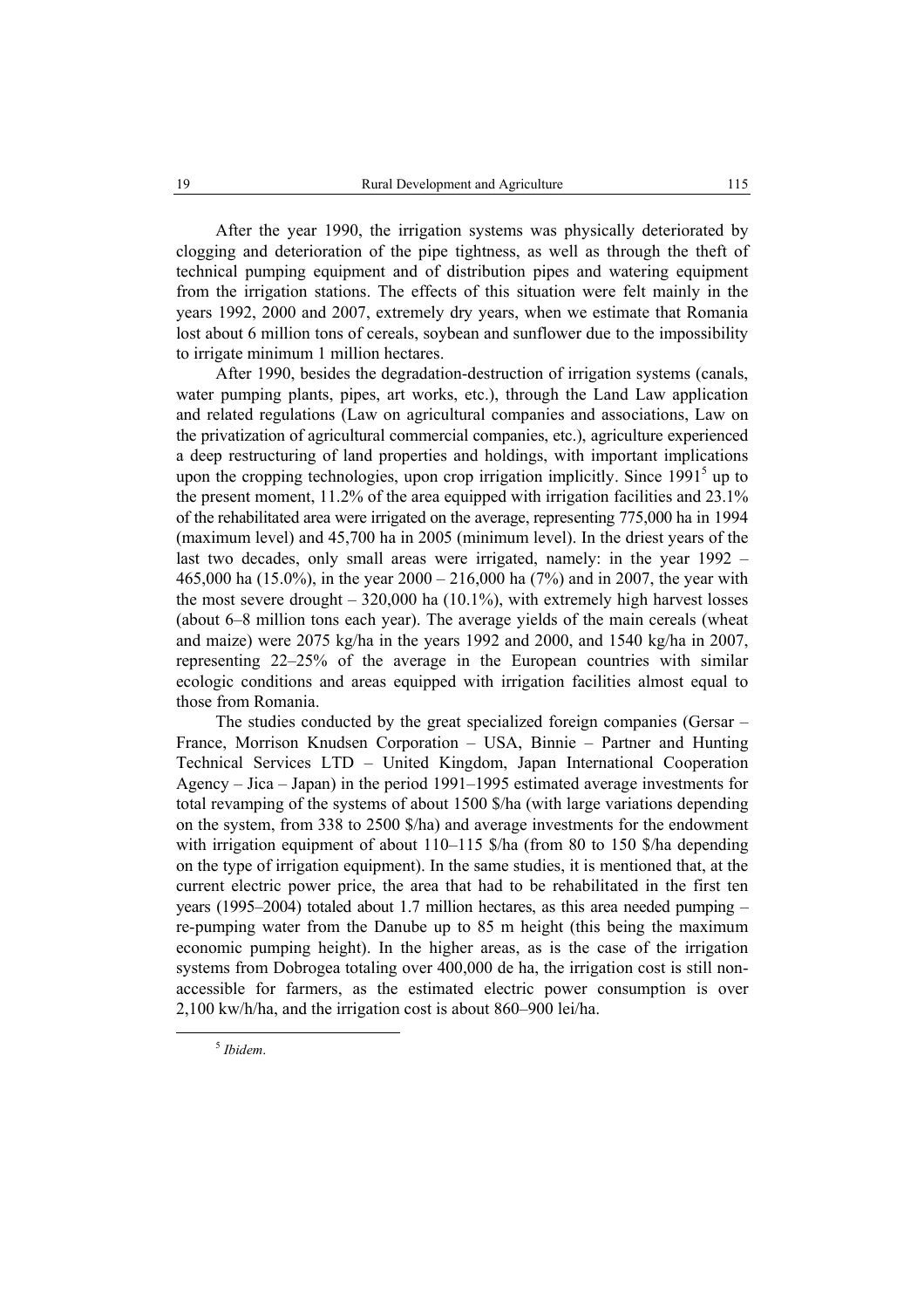After the year 1990, the irrigation systems was physically deteriorated by clogging and deterioration of the pipe tightness, as well as through the theft of technical pumping equipment and of distribution pipes and watering equipment from the irrigation stations. The effects of this situation were felt mainly in the years 1992, 2000 and 2007, extremely dry years, when we estimate that Romania lost about 6 million tons of cereals, soybean and sunflower due to the impossibility to irrigate minimum 1 million hectares.

After 1990, besides the degradation-destruction of irrigation systems (canals, water pumping plants, pipes, art works, etc.), through the Land Law application and related regulations (Law on agricultural companies and associations, Law on the privatization of agricultural commercial companies, etc.), agriculture experienced a deep restructuring of land properties and holdings, with important implications upon the cropping technologies, upon crop irrigation implicitly. Since 1991[5] up to the present moment, 11.2% of the area equipped with irrigation facilities and 23.1% of the rehabilitated area were irrigated on the average, representing 775,000 ha in 1994 (maximum level) and 45,700 ha in 2005 (minimum level). In the driest years of the last two decades, only small areas were irrigated, namely: in the year 1992 – 465,000 ha (15.0%), in the year 2000 – 216,000 ha (7%) and in 2007, the year with the most severe drought – 320,000 ha (10.1%), with extremely high harvest losses (about 6–8 million tons each year). The average yields of the main cereals (wheat and maize) were 2075 kg/ha in the years 1992 and 2000, and 1540 kg/ha in 2007, representing 22–25% of the average in the European countries with similar ecologic conditions and areas equipped with irrigation facilities almost equal to those from Romania.

The studies conducted by the great specialized foreign companies (Gersar – France, Morrison Knudsen Corporation – USA, Binnie – Partner and Hunting Technical Services LTD – United Kingdom, Japan International Cooperation Agency – Jica – Japan) in the period 1991–1995 estimated average investments for total revamping of the systems of about 1500 $/ha (with large variations depending on the system, from 338 to 2500 $/ha) and average investments for the endowment with irrigation equipment of about 110–115 $/ha (from 80 to 150 $/ha depending on the type of irrigation equipment). In the same studies, it is mentioned that, at the current electric power price, the area that had to be rehabilitated in the first ten years (1995–2004) totaled about 1.7 million hectares, as this area needed pumping – re-pumping water from the Danube up to 85 m height (this being the maximum economic pumping height). In the higher areas, as is the case of the irrigation systems from Dobrogea totaling over 400,000 de ha, the irrigation cost is still non-accessible for farmers, as the estimated electric power consumption is over 2,100 kw/h/ha, and the irrigation cost is about 860–900 lei/ha.

[5] *Ibidem*.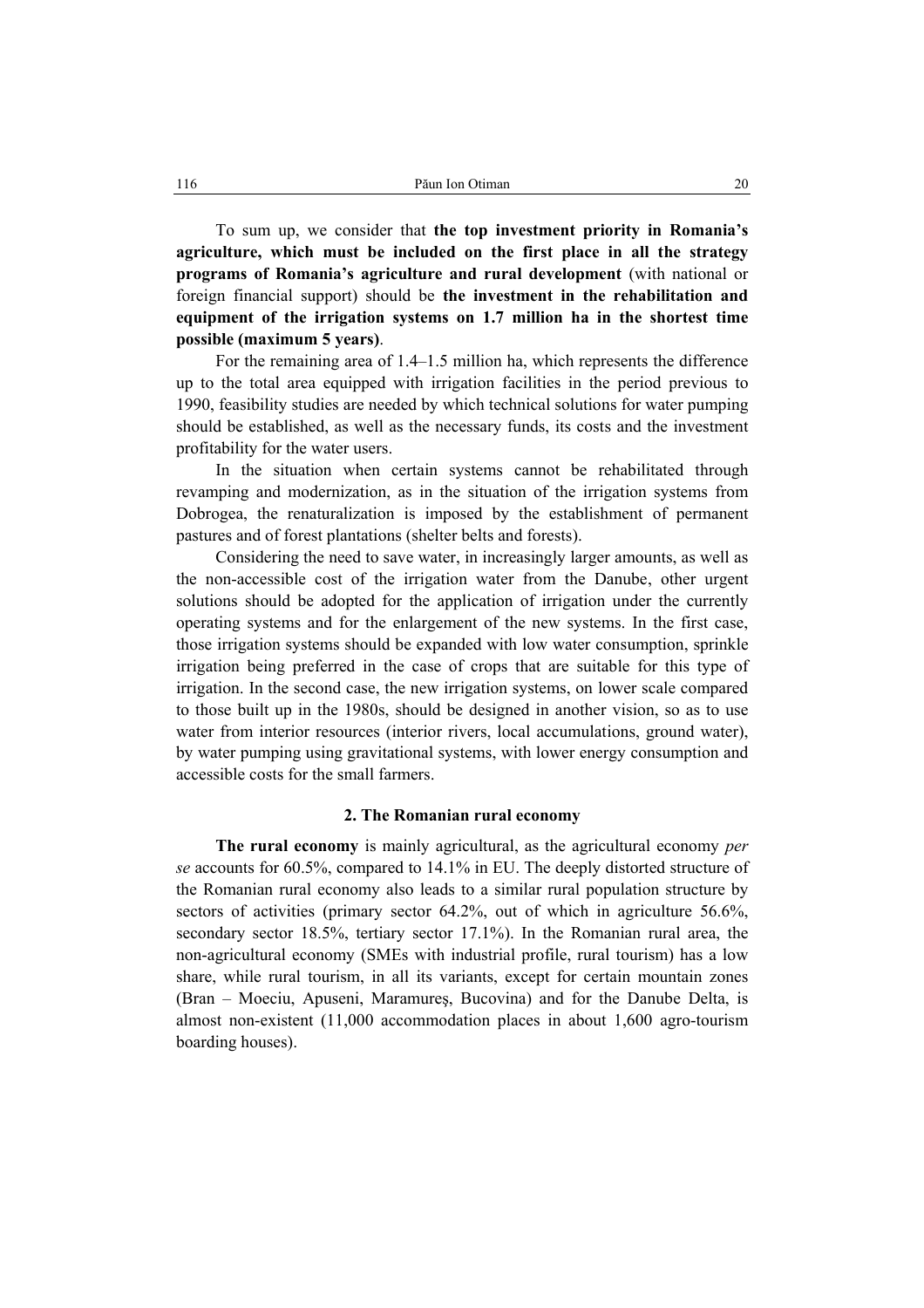To sum up, we consider that **the top investment priority in Romania's agriculture, which must be included on the first place in all the strategy programs of Romania's agriculture and rural development** (with national or foreign financial support) should be **the investment in the rehabilitation and equipment of the irrigation systems on 1.7 million ha in the shortest time possible (maximum 5 years)**.

For the remaining area of 1.4–1.5 million ha, which represents the difference up to the total area equipped with irrigation facilities in the period previous to 1990, feasibility studies are needed by which technical solutions for water pumping should be established, as well as the necessary funds, its costs and the investment profitability for the water users.

In the situation when certain systems cannot be rehabilitated through revamping and modernization, as in the situation of the irrigation systems from Dobrogea, the renaturalization is imposed by the establishment of permanent pastures and of forest plantations (shelter belts and forests).

Considering the need to save water, in increasingly larger amounts, as well as the non-accessible cost of the irrigation water from the Danube, other urgent solutions should be adopted for the application of irrigation under the currently operating systems and for the enlargement of the new systems. In the first case, those irrigation systems should be expanded with low water consumption, sprinkle irrigation being preferred in the case of crops that are suitable for this type of irrigation. In the second case, the new irrigation systems, on lower scale compared to those built up in the 1980s, should be designed in another vision, so as to use water from interior resources (interior rivers, local accumulations, ground water), by water pumping using gravitational systems, with lower energy consumption and accessible costs for the small farmers.

## 2. The Romanian rural economy

**The rural economy** is mainly agricultural, as the agricultural economy *per se* accounts for 60.5%, compared to 14.1% in EU. The deeply distorted structure of the Romanian rural economy also leads to a similar rural population structure by sectors of activities (primary sector 64.2%, out of which in agriculture 56.6%, secondary sector 18.5%, tertiary sector 17.1%). In the Romanian rural area, the non-agricultural economy (SMEs with industrial profile, rural tourism) has a low share, while rural tourism, in all its variants, except for certain mountain zones (Bran – Moeciu, Apuseni, Maramureş, Bucovina) and for the Danube Delta, is almost non-existent (11,000 accommodation places in about 1,600 agro-tourism boarding houses).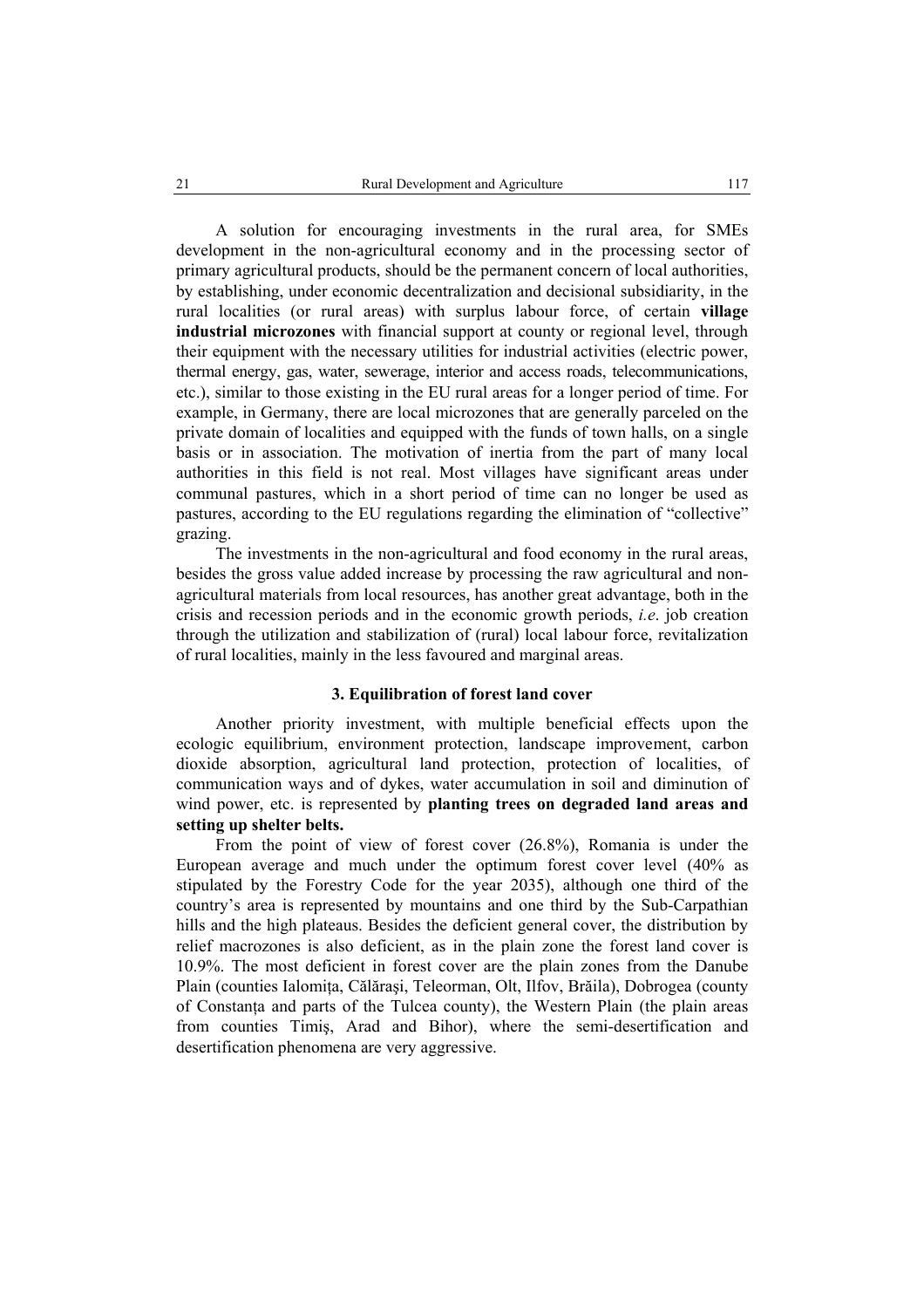A solution for encouraging investments in the rural area, for SMEs development in the non-agricultural economy and in the processing sector of primary agricultural products, should be the permanent concern of local authorities, by establishing, under economic decentralization and decisional subsidiarity, in the rural localities (or rural areas) with surplus labour force, of certain **village industrial microzones** with financial support at county or regional level, through their equipment with the necessary utilities for industrial activities (electric power, thermal energy, gas, water, sewerage, interior and access roads, telecommunications, etc.), similar to those existing in the EU rural areas for a longer period of time. For example, in Germany, there are local microzones that are generally parceled on the private domain of localities and equipped with the funds of town halls, on a single basis or in association. The motivation of inertia from the part of many local authorities in this field is not real. Most villages have significant areas under communal pastures, which in a short period of time can no longer be used as pastures, according to the EU regulations regarding the elimination of "collective" grazing.

The investments in the non-agricultural and food economy in the rural areas, besides the gross value added increase by processing the raw agricultural and non-agricultural materials from local resources, has another great advantage, both in the crisis and recession periods and in the economic growth periods, *i.e.* job creation through the utilization and stabilization of (rural) local labour force, revitalization of rural localities, mainly in the less favoured and marginal areas.

### 3. Equilibration of forest land cover

Another priority investment, with multiple beneficial effects upon the ecologic equilibrium, environment protection, landscape improvement, carbon dioxide absorption, agricultural land protection, protection of localities, of communication ways and of dykes, water accumulation in soil and diminution of wind power, etc. is represented by **planting trees on degraded land areas and setting up shelter belts.**

From the point of view of forest cover (26.8%), Romania is under the European average and much under the optimum forest cover level (40% as stipulated by the Forestry Code for the year 2035), although one third of the country's area is represented by mountains and one third by the Sub-Carpathian hills and the high plateaus. Besides the deficient general cover, the distribution by relief macrozones is also deficient, as in the plain zone the forest land cover is 10.9%. The most deficient in forest cover are the plain zones from the Danube Plain (counties Ialomița, Călăraşi, Teleorman, Olt, Ilfov, Brăila), Dobrogea (county of Constanța and parts of the Tulcea county), the Western Plain (the plain areas from counties Timiş, Arad and Bihor), where the semi-desertification and desertification phenomena are very aggressive.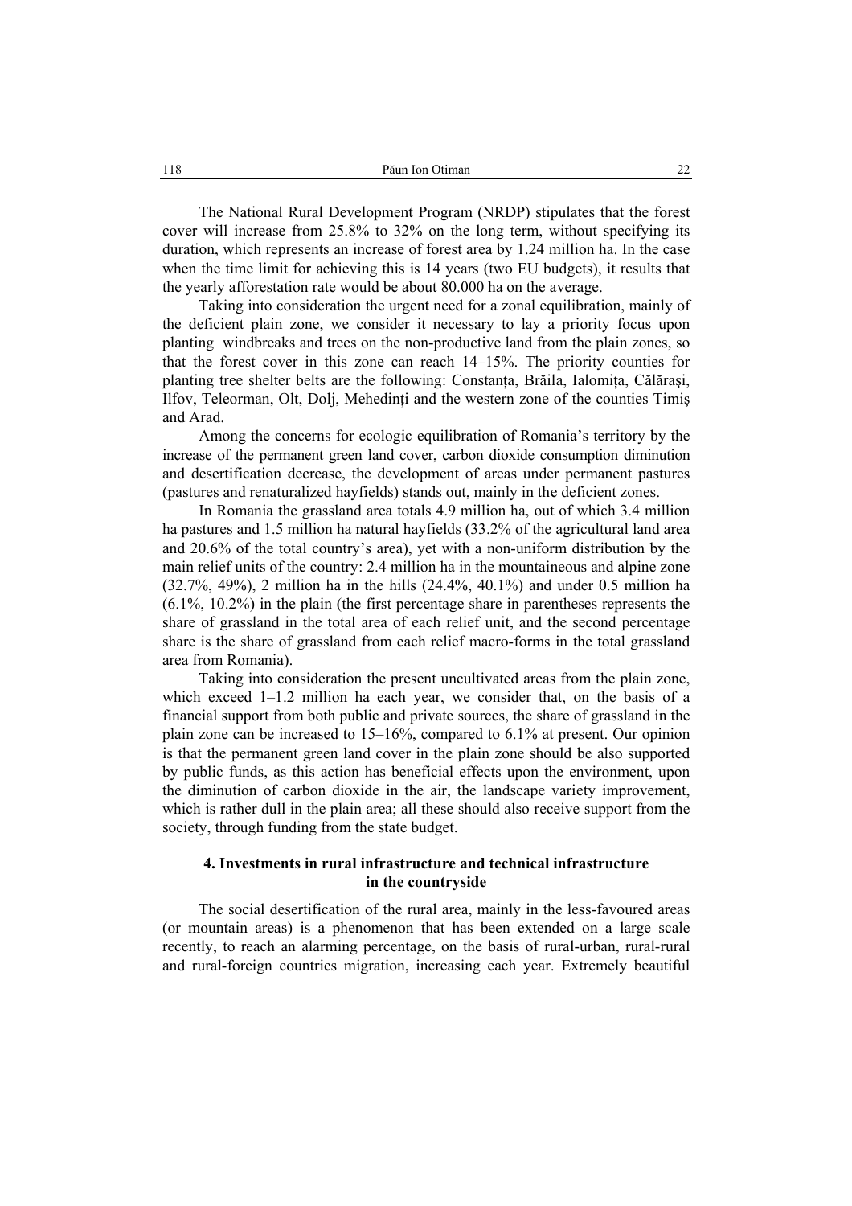The National Rural Development Program (NRDP) stipulates that the forest cover will increase from 25.8% to 32% on the long term, without specifying its duration, which represents an increase of forest area by 1.24 million ha. In the case when the time limit for achieving this is 14 years (two EU budgets), it results that the yearly afforestation rate would be about 80.000 ha on the average.

Taking into consideration the urgent need for a zonal equilibration, mainly of the deficient plain zone, we consider it necessary to lay a priority focus upon planting windbreaks and trees on the non-productive land from the plain zones, so that the forest cover in this zone can reach 14–15%. The priority counties for planting tree shelter belts are the following: Constanța, Brăila, Ialomița, Călărași, Ilfov, Teleorman, Olt, Dolj, Mehedinți and the western zone of the counties Timiș and Arad.

Among the concerns for ecologic equilibration of Romania's territory by the increase of the permanent green land cover, carbon dioxide consumption diminution and desertification decrease, the development of areas under permanent pastures (pastures and renaturalized hayfields) stands out, mainly in the deficient zones.

In Romania the grassland area totals 4.9 million ha, out of which 3.4 million ha pastures and 1.5 million ha natural hayfields (33.2% of the agricultural land area and 20.6% of the total country's area), yet with a non-uniform distribution by the main relief units of the country: 2.4 million ha in the mountaineous and alpine zone (32.7%, 49%), 2 million ha in the hills (24.4%, 40.1%) and under 0.5 million ha (6.1%, 10.2%) in the plain (the first percentage share in parentheses represents the share of grassland in the total area of each relief unit, and the second percentage share is the share of grassland from each relief macro-forms in the total grassland area from Romania).

Taking into consideration the present uncultivated areas from the plain zone, which exceed 1–1.2 million ha each year, we consider that, on the basis of a financial support from both public and private sources, the share of grassland in the plain zone can be increased to 15–16%, compared to 6.1% at present. Our opinion is that the permanent green land cover in the plain zone should be also supported by public funds, as this action has beneficial effects upon the environment, upon the diminution of carbon dioxide in the air, the landscape variety improvement, which is rather dull in the plain area; all these should also receive support from the society, through funding from the state budget.

## 4. Investments in rural infrastructure and technical infrastructure in the countryside

The social desertification of the rural area, mainly in the less-favoured areas (or mountain areas) is a phenomenon that has been extended on a large scale recently, to reach an alarming percentage, on the basis of rural-urban, rural-rural and rural-foreign countries migration, increasing each year. Extremely beautiful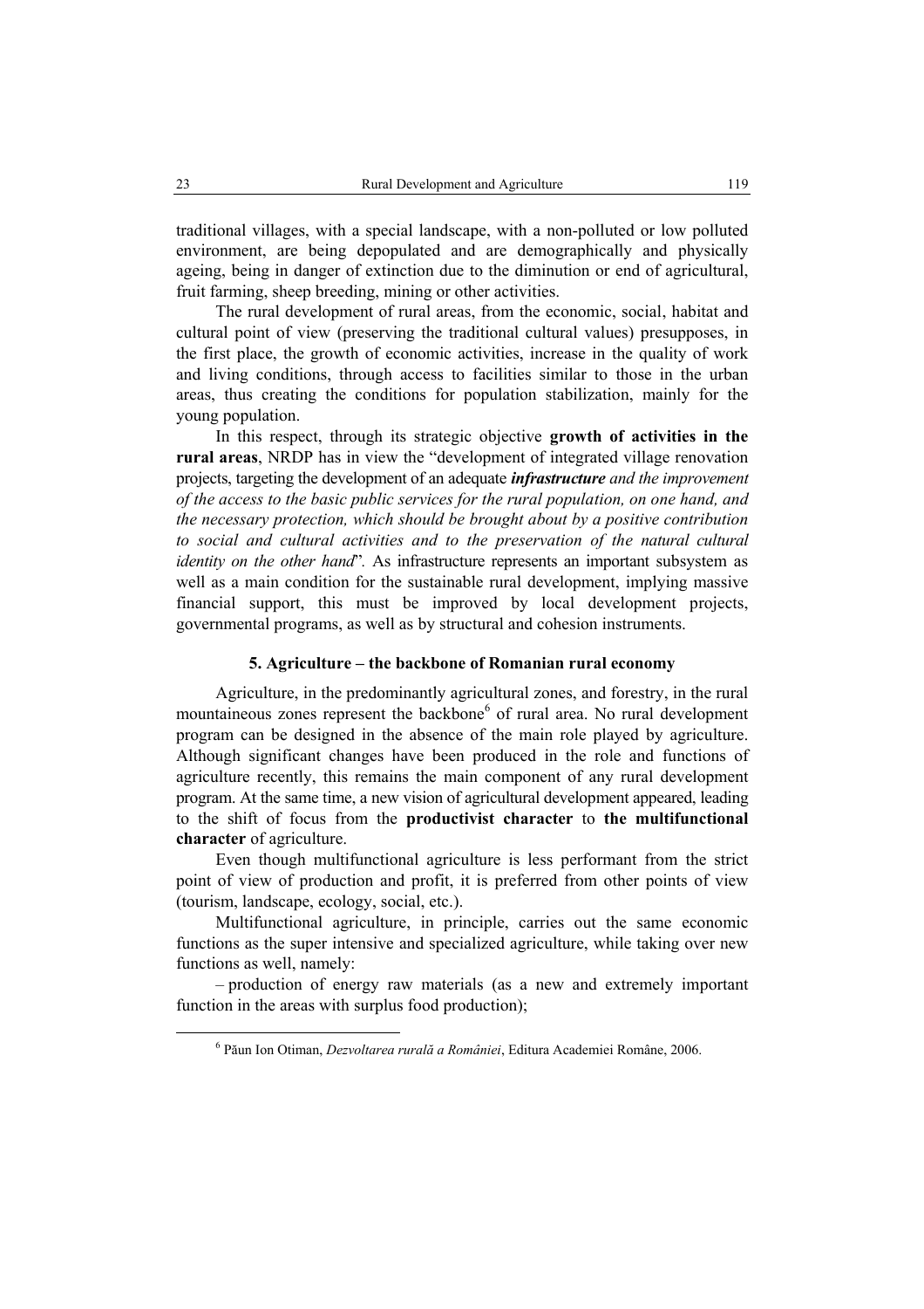traditional villages, with a special landscape, with a non-polluted or low polluted environment, are being depopulated and are demographically and physically ageing, being in danger of extinction due to the diminution or end of agricultural, fruit farming, sheep breeding, mining or other activities.

The rural development of rural areas, from the economic, social, habitat and cultural point of view (preserving the traditional cultural values) presupposes, in the first place, the growth of economic activities, increase in the quality of work and living conditions, through access to facilities similar to those in the urban areas, thus creating the conditions for population stabilization, mainly for the young population.

In this respect, through its strategic objective **growth of activities in the rural areas**, NRDP has in view the "development of integrated village renovation projects, targeting the development of an adequate ***infrastructure*** *and the improvement of the access to the basic public services for the rural population, on one hand, and the necessary protection, which should be brought about by a positive contribution to social and cultural activities and to the preservation of the natural cultural identity on the other hand*". As infrastructure represents an important subsystem as well as a main condition for the sustainable rural development, implying massive financial support, this must be improved by local development projects, governmental programs, as well as by structural and cohesion instruments.

## 5. Agriculture – the backbone of Romanian rural economy

Agriculture, in the predominantly agricultural zones, and forestry, in the rural mountaineous zones represent the backbone[6] of rural area. No rural development program can be designed in the absence of the main role played by agriculture. Although significant changes have been produced in the role and functions of agriculture recently, this remains the main component of any rural development program. At the same time, a new vision of agricultural development appeared, leading to the shift of focus from the **productivist character** to **the multifunctional character** of agriculture.

Even though multifunctional agriculture is less performant from the strict point of view of production and profit, it is preferred from other points of view (tourism, landscape, ecology, social, etc.).

Multifunctional agriculture, in principle, carries out the same economic functions as the super intensive and specialized agriculture, while taking over new functions as well, namely:

– production of energy raw materials (as a new and extremely important function in the areas with surplus food production);

[6] Păun Ion Otiman, *Dezvoltarea rurală a României*, Editura Academiei Române, 2006.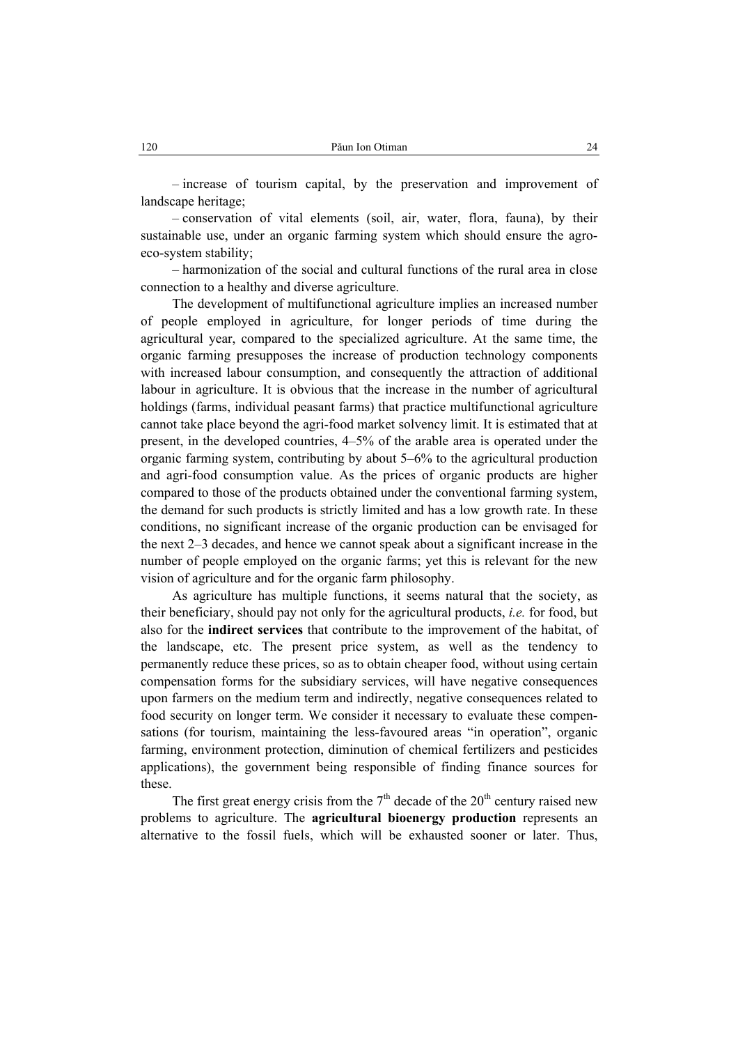– increase of tourism capital, by the preservation and improvement of landscape heritage;

– conservation of vital elements (soil, air, water, flora, fauna), by their sustainable use, under an organic farming system which should ensure the agro-eco-system stability;

– harmonization of the social and cultural functions of the rural area in close connection to a healthy and diverse agriculture.

The development of multifunctional agriculture implies an increased number of people employed in agriculture, for longer periods of time during the agricultural year, compared to the specialized agriculture. At the same time, the organic farming presupposes the increase of production technology components with increased labour consumption, and consequently the attraction of additional labour in agriculture. It is obvious that the increase in the number of agricultural holdings (farms, individual peasant farms) that practice multifunctional agriculture cannot take place beyond the agri-food market solvency limit. It is estimated that at present, in the developed countries, 4–5% of the arable area is operated under the organic farming system, contributing by about 5–6% to the agricultural production and agri-food consumption value. As the prices of organic products are higher compared to those of the products obtained under the conventional farming system, the demand for such products is strictly limited and has a low growth rate. In these conditions, no significant increase of the organic production can be envisaged for the next 2–3 decades, and hence we cannot speak about a significant increase in the number of people employed on the organic farms; yet this is relevant for the new vision of agriculture and for the organic farm philosophy.

As agriculture has multiple functions, it seems natural that the society, as their beneficiary, should pay not only for the agricultural products, *i.e.* for food, but also for the **indirect services** that contribute to the improvement of the habitat, of the landscape, etc. The present price system, as well as the tendency to permanently reduce these prices, so as to obtain cheaper food, without using certain compensation forms for the subsidiary services, will have negative consequences upon farmers on the medium term and indirectly, negative consequences related to food security on longer term. We consider it necessary to evaluate these compensations (for tourism, maintaining the less-favoured areas "in operation", organic farming, environment protection, diminution of chemical fertilizers and pesticides applications), the government being responsible of finding finance sources for these.

The first great energy crisis from the 7th decade of the 20th century raised new problems to agriculture. The **agricultural bioenergy production** represents an alternative to the fossil fuels, which will be exhausted sooner or later. Thus,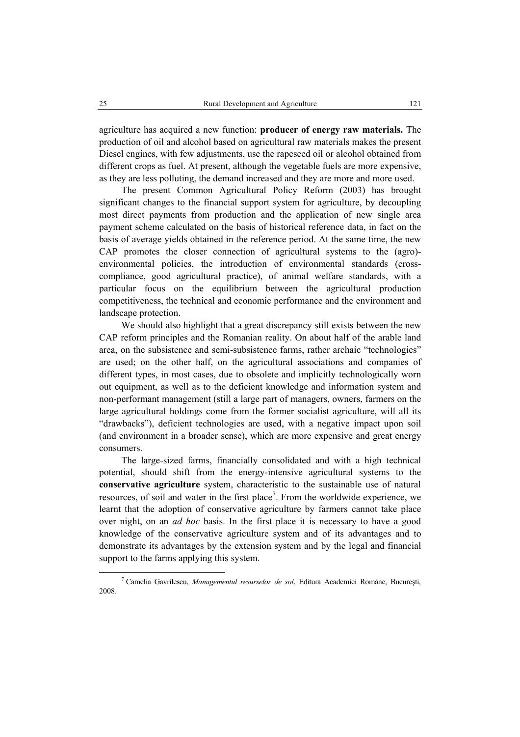agriculture has acquired a new function: **producer of energy raw materials.** The production of oil and alcohol based on agricultural raw materials makes the present Diesel engines, with few adjustments, use the rapeseed oil or alcohol obtained from different crops as fuel. At present, although the vegetable fuels are more expensive, as they are less polluting, the demand increased and they are more and more used.

The present Common Agricultural Policy Reform (2003) has brought significant changes to the financial support system for agriculture, by decoupling most direct payments from production and the application of new single area payment scheme calculated on the basis of historical reference data, in fact on the basis of average yields obtained in the reference period. At the same time, the new CAP promotes the closer connection of agricultural systems to the (agro)-environmental policies, the introduction of environmental standards (cross-compliance, good agricultural practice), of animal welfare standards, with a particular focus on the equilibrium between the agricultural production competitiveness, the technical and economic performance and the environment and landscape protection.

We should also highlight that a great discrepancy still exists between the new CAP reform principles and the Romanian reality. On about half of the arable land area, on the subsistence and semi-subsistence farms, rather archaic "technologies" are used; on the other half, on the agricultural associations and companies of different types, in most cases, due to obsolete and implicitly technologically worn out equipment, as well as to the deficient knowledge and information system and non-performant management (still a large part of managers, owners, farmers on the large agricultural holdings come from the former socialist agriculture, will all its "drawbacks"), deficient technologies are used, with a negative impact upon soil (and environment in a broader sense), which are more expensive and great energy consumers.

The large-sized farms, financially consolidated and with a high technical potential, should shift from the energy-intensive agricultural systems to the **conservative agriculture** system, characteristic to the sustainable use of natural resources, of soil and water in the first place[7]. From the worldwide experience, we learnt that the adoption of conservative agriculture by farmers cannot take place over night, on an *ad hoc* basis. In the first place it is necessary to have a good knowledge of the conservative agriculture system and of its advantages and to demonstrate its advantages by the extension system and by the legal and financial support to the farms applying this system.

---

[7] Camelia Gavrilescu, *Managementul resurselor de sol*, Editura Academiei Române, București, 2008.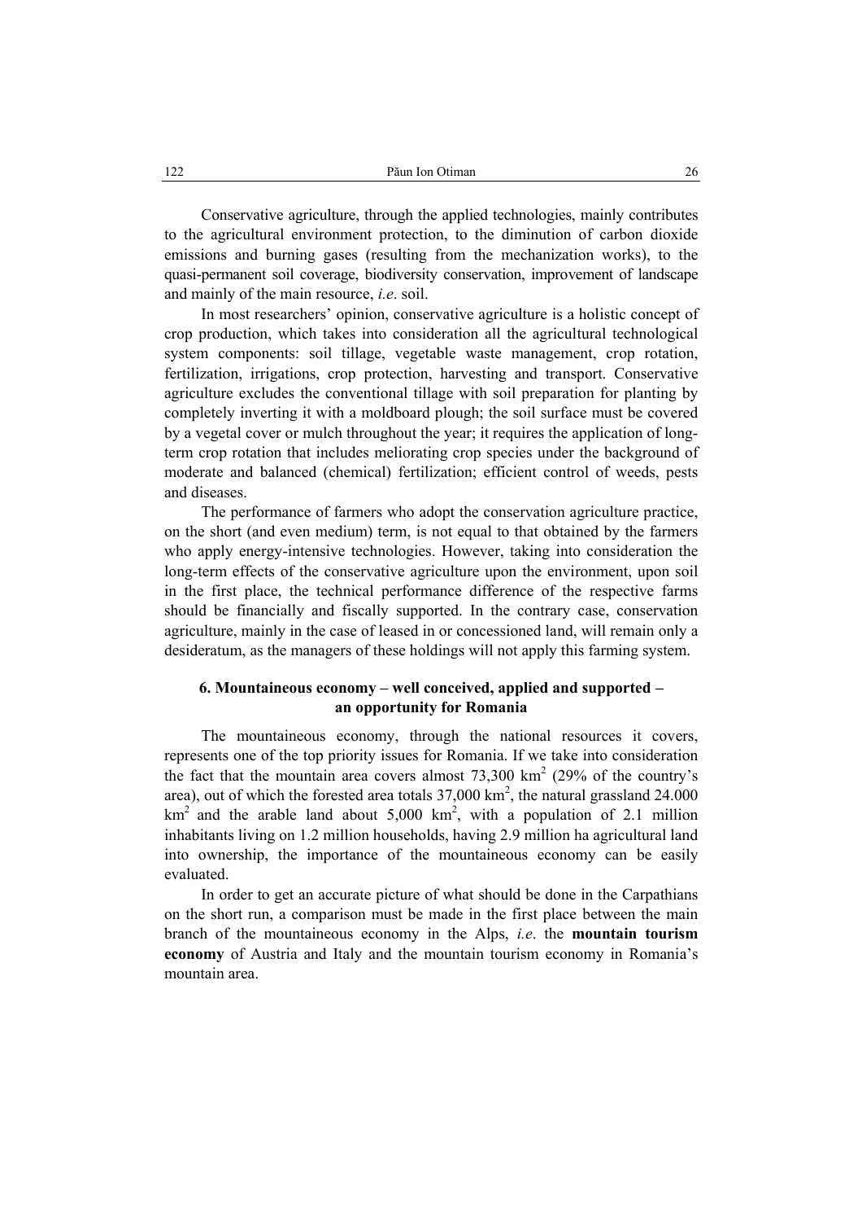Conservative agriculture, through the applied technologies, mainly contributes to the agricultural environment protection, to the diminution of carbon dioxide emissions and burning gases (resulting from the mechanization works), to the quasi-permanent soil coverage, biodiversity conservation, improvement of landscape and mainly of the main resource, *i.e*. soil.

In most researchers' opinion, conservative agriculture is a holistic concept of crop production, which takes into consideration all the agricultural technological system components: soil tillage, vegetable waste management, crop rotation, fertilization, irrigations, crop protection, harvesting and transport. Conservative agriculture excludes the conventional tillage with soil preparation for planting by completely inverting it with a moldboard plough; the soil surface must be covered by a vegetal cover or mulch throughout the year; it requires the application of long-term crop rotation that includes meliorating crop species under the background of moderate and balanced (chemical) fertilization; efficient control of weeds, pests and diseases.

The performance of farmers who adopt the conservation agriculture practice, on the short (and even medium) term, is not equal to that obtained by the farmers who apply energy-intensive technologies. However, taking into consideration the long-term effects of the conservative agriculture upon the environment, upon soil in the first place, the technical performance difference of the respective farms should be financially and fiscally supported. In the contrary case, conservation agriculture, mainly in the case of leased in or concessioned land, will remain only a desideratum, as the managers of these holdings will not apply this farming system.

## 6. Mountaineous economy – well conceived, applied and supported – an opportunity for Romania

The mountaineous economy, through the national resources it covers, represents one of the top priority issues for Romania. If we take into consideration the fact that the mountain area covers almost 73,300 km$^2$ (29% of the country's area), out of which the forested area totals 37,000 km$^2$, the natural grassland 24.000 km$^2$ and the arable land about 5,000 km$^2$, with a population of 2.1 million inhabitants living on 1.2 million households, having 2.9 million ha agricultural land into ownership, the importance of the mountaineous economy can be easily evaluated.

In order to get an accurate picture of what should be done in the Carpathians on the short run, a comparison must be made in the first place between the main branch of the mountaineous economy in the Alps, *i.e*. the **mountain tourism economy** of Austria and Italy and the mountain tourism economy in Romania's mountain area.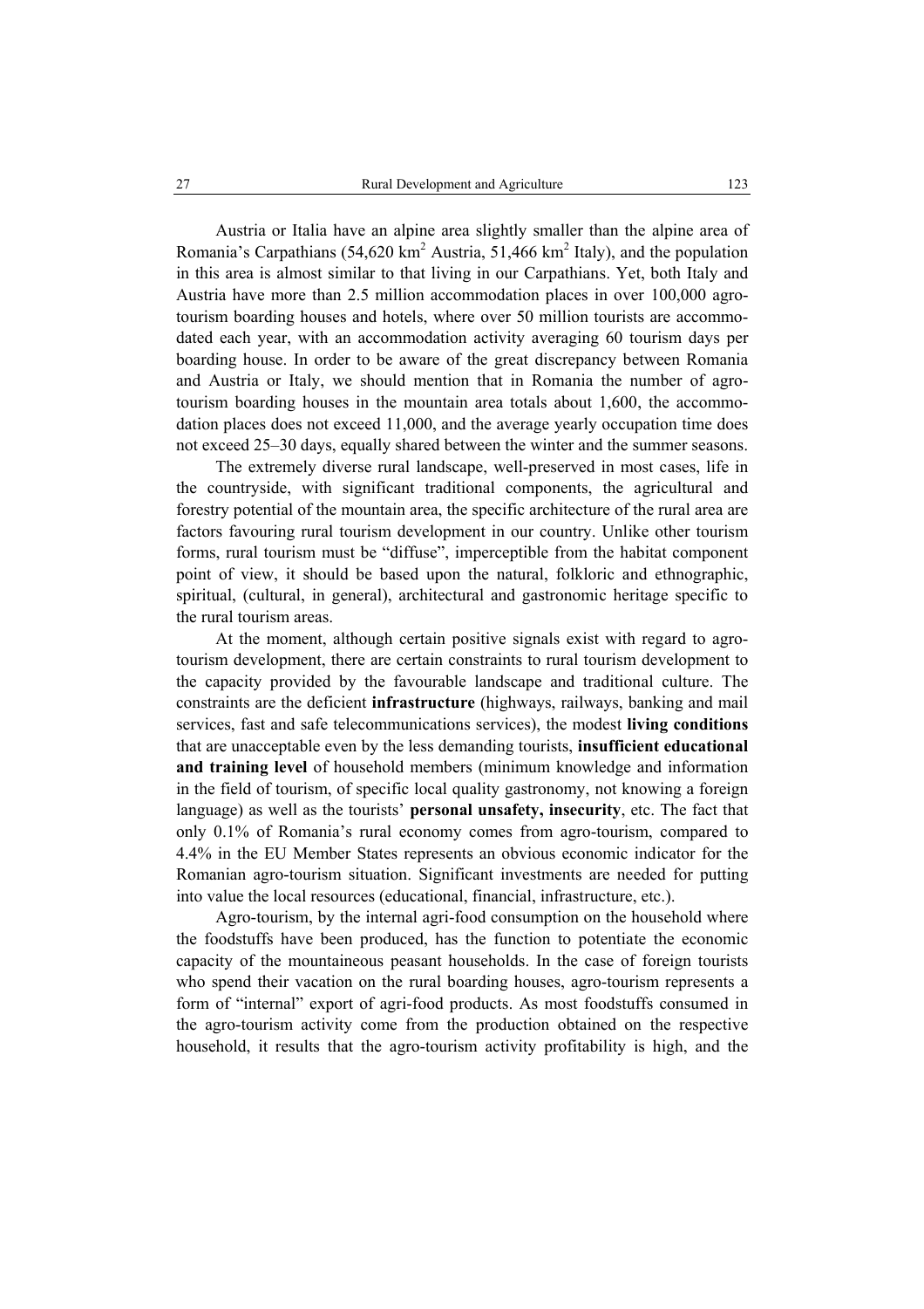Austria or Italia have an alpine area slightly smaller than the alpine area of Romania's Carpathians (54,620 km$^2$ Austria, 51,466 km$^2$ Italy), and the population in this area is almost similar to that living in our Carpathians. Yet, both Italy and Austria have more than 2.5 million accommodation places in over 100,000 agro-tourism boarding houses and hotels, where over 50 million tourists are accommodated each year, with an accommodation activity averaging 60 tourism days per boarding house. In order to be aware of the great discrepancy between Romania and Austria or Italy, we should mention that in Romania the number of agro-tourism boarding houses in the mountain area totals about 1,600, the accommodation places does not exceed 11,000, and the average yearly occupation time does not exceed 25–30 days, equally shared between the winter and the summer seasons.

The extremely diverse rural landscape, well-preserved in most cases, life in the countryside, with significant traditional components, the agricultural and forestry potential of the mountain area, the specific architecture of the rural area are factors favouring rural tourism development in our country. Unlike other tourism forms, rural tourism must be "diffuse", imperceptible from the habitat component point of view, it should be based upon the natural, folkloric and ethnographic, spiritual, (cultural, in general), architectural and gastronomic heritage specific to the rural tourism areas.

At the moment, although certain positive signals exist with regard to agro-tourism development, there are certain constraints to rural tourism development to the capacity provided by the favourable landscape and traditional culture. The constraints are the deficient **infrastructure** (highways, railways, banking and mail services, fast and safe telecommunications services), the modest **living conditions** that are unacceptable even by the less demanding tourists, **insufficient educational and training level** of household members (minimum knowledge and information in the field of tourism, of specific local quality gastronomy, not knowing a foreign language) as well as the tourists' **personal unsafety, insecurity**, etc. The fact that only 0.1% of Romania's rural economy comes from agro-tourism, compared to 4.4% in the EU Member States represents an obvious economic indicator for the Romanian agro-tourism situation. Significant investments are needed for putting into value the local resources (educational, financial, infrastructure, etc.).

Agro-tourism, by the internal agri-food consumption on the household where the foodstuffs have been produced, has the function to potentiate the economic capacity of the mountaineous peasant households. In the case of foreign tourists who spend their vacation on the rural boarding houses, agro-tourism represents a form of "internal" export of agri-food products. As most foodstuffs consumed in the agro-tourism activity come from the production obtained on the respective household, it results that the agro-tourism activity profitability is high, and the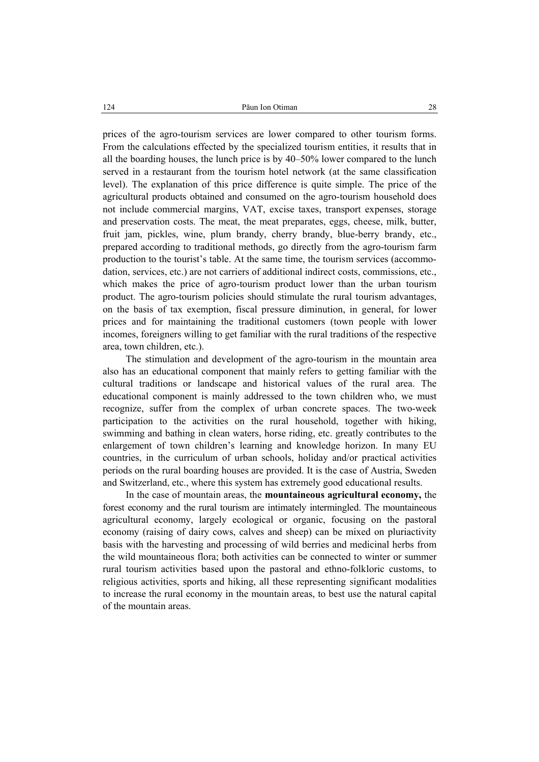prices of the agro-tourism services are lower compared to other tourism forms. From the calculations effected by the specialized tourism entities, it results that in all the boarding houses, the lunch price is by 40–50% lower compared to the lunch served in a restaurant from the tourism hotel network (at the same classification level). The explanation of this price difference is quite simple. The price of the agricultural products obtained and consumed on the agro-tourism household does not include commercial margins, VAT, excise taxes, transport expenses, storage and preservation costs. The meat, the meat preparates, eggs, cheese, milk, butter, fruit jam, pickles, wine, plum brandy, cherry brandy, blue-berry brandy, etc., prepared according to traditional methods, go directly from the agro-tourism farm production to the tourist's table. At the same time, the tourism services (accommodation, services, etc.) are not carriers of additional indirect costs, commissions, etc., which makes the price of agro-tourism product lower than the urban tourism product. The agro-tourism policies should stimulate the rural tourism advantages, on the basis of tax exemption, fiscal pressure diminution, in general, for lower prices and for maintaining the traditional customers (town people with lower incomes, foreigners willing to get familiar with the rural traditions of the respective area, town children, etc.).

The stimulation and development of the agro-tourism in the mountain area also has an educational component that mainly refers to getting familiar with the cultural traditions or landscape and historical values of the rural area. The educational component is mainly addressed to the town children who, we must recognize, suffer from the complex of urban concrete spaces. The two-week participation to the activities on the rural household, together with hiking, swimming and bathing in clean waters, horse riding, etc. greatly contributes to the enlargement of town children's learning and knowledge horizon. In many EU countries, in the curriculum of urban schools, holiday and/or practical activities periods on the rural boarding houses are provided. It is the case of Austria, Sweden and Switzerland, etc., where this system has extremely good educational results.

In the case of mountain areas, the **mountaineous agricultural economy,** the forest economy and the rural tourism are intimately intermingled. The mountaineous agricultural economy, largely ecological or organic, focusing on the pastoral economy (raising of dairy cows, calves and sheep) can be mixed on pluriactivity basis with the harvesting and processing of wild berries and medicinal herbs from the wild mountaineous flora; both activities can be connected to winter or summer rural tourism activities based upon the pastoral and ethno-folkloric customs, to religious activities, sports and hiking, all these representing significant modalities to increase the rural economy in the mountain areas, to best use the natural capital of the mountain areas.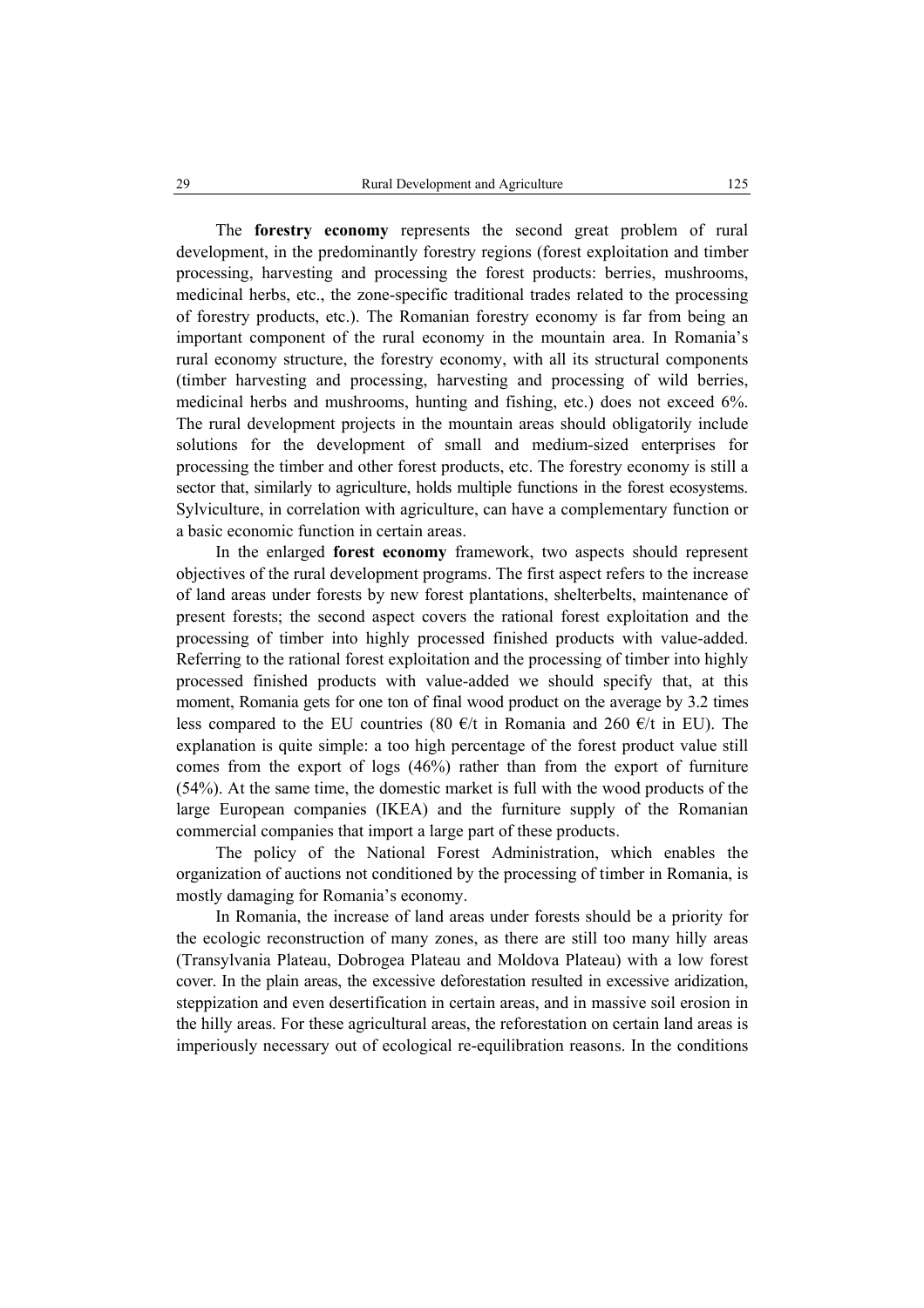The **forestry economy** represents the second great problem of rural development, in the predominantly forestry regions (forest exploitation and timber processing, harvesting and processing the forest products: berries, mushrooms, medicinal herbs, etc., the zone-specific traditional trades related to the processing of forestry products, etc.). The Romanian forestry economy is far from being an important component of the rural economy in the mountain area. In Romania's rural economy structure, the forestry economy, with all its structural components (timber harvesting and processing, harvesting and processing of wild berries, medicinal herbs and mushrooms, hunting and fishing, etc.) does not exceed 6%. The rural development projects in the mountain areas should obligatorily include solutions for the development of small and medium-sized enterprises for processing the timber and other forest products, etc. The forestry economy is still a sector that, similarly to agriculture, holds multiple functions in the forest ecosystems. Sylviculture, in correlation with agriculture, can have a complementary function or a basic economic function in certain areas.

In the enlarged **forest economy** framework, two aspects should represent objectives of the rural development programs. The first aspect refers to the increase of land areas under forests by new forest plantations, shelterbelts, maintenance of present forests; the second aspect covers the rational forest exploitation and the processing of timber into highly processed finished products with value-added. Referring to the rational forest exploitation and the processing of timber into highly processed finished products with value-added we should specify that, at this moment, Romania gets for one ton of final wood product on the average by 3.2 times less compared to the EU countries (80 €/t in Romania and 260 €/t in EU). The explanation is quite simple: a too high percentage of the forest product value still comes from the export of logs (46%) rather than from the export of furniture (54%). At the same time, the domestic market is full with the wood products of the large European companies (IKEA) and the furniture supply of the Romanian commercial companies that import a large part of these products.

The policy of the National Forest Administration, which enables the organization of auctions not conditioned by the processing of timber in Romania, is mostly damaging for Romania's economy.

In Romania, the increase of land areas under forests should be a priority for the ecologic reconstruction of many zones, as there are still too many hilly areas (Transylvania Plateau, Dobrogea Plateau and Moldova Plateau) with a low forest cover. In the plain areas, the excessive deforestation resulted in excessive aridization, steppization and even desertification in certain areas, and in massive soil erosion in the hilly areas. For these agricultural areas, the reforestation on certain land areas is imperiously necessary out of ecological re-equilibration reasons. In the conditions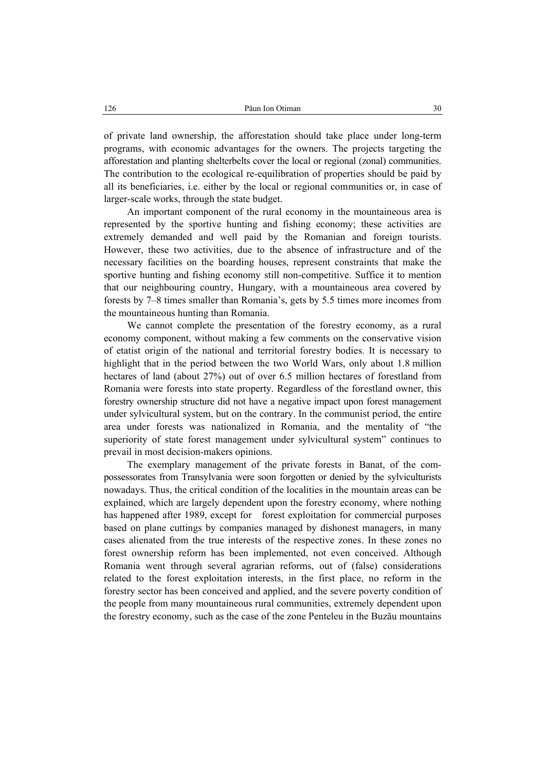of private land ownership, the afforestation should take place under long-term programs, with economic advantages for the owners. The projects targeting the afforestation and planting shelterbelts cover the local or regional (zonal) communities. The contribution to the ecological re-equilibration of properties should be paid by all its beneficiaries, i.e. either by the local or regional communities or, in case of larger-scale works, through the state budget.

An important component of the rural economy in the mountaineous area is represented by the sportive hunting and fishing economy; these activities are extremely demanded and well paid by the Romanian and foreign tourists. However, these two activities, due to the absence of infrastructure and of the necessary facilities on the boarding houses, represent constraints that make the sportive hunting and fishing economy still non-competitive. Suffice it to mention that our neighbouring country, Hungary, with a mountaineous area covered by forests by 7–8 times smaller than Romania's, gets by 5.5 times more incomes from the mountaineous hunting than Romania.

We cannot complete the presentation of the forestry economy, as a rural economy component, without making a few comments on the conservative vision of etatist origin of the national and territorial forestry bodies. It is necessary to highlight that in the period between the two World Wars, only about 1.8 million hectares of land (about 27%) out of over 6.5 million hectares of forestland from Romania were forests into state property. Regardless of the forestland owner, this forestry ownership structure did not have a negative impact upon forest management under sylvicultural system, but on the contrary. In the communist period, the entire area under forests was nationalized in Romania, and the mentality of "the superiority of state forest management under sylvicultural system" continues to prevail in most decision-makers opinions.

The exemplary management of the private forests in Banat, of the com-possessorates from Transylvania were soon forgotten or denied by the sylviculturists nowadays. Thus, the critical condition of the localities in the mountain areas can be explained, which are largely dependent upon the forestry economy, where nothing has happened after 1989, except for forest exploitation for commercial purposes based on plane cuttings by companies managed by dishonest managers, in many cases alienated from the true interests of the respective zones. In these zones no forest ownership reform has been implemented, not even conceived. Although Romania went through several agrarian reforms, out of (false) considerations related to the forest exploitation interests, in the first place, no reform in the forestry sector has been conceived and applied, and the severe poverty condition of the people from many mountaineous rural communities, extremely dependent upon the forestry economy, such as the case of the zone Penteleu in the Buzău mountains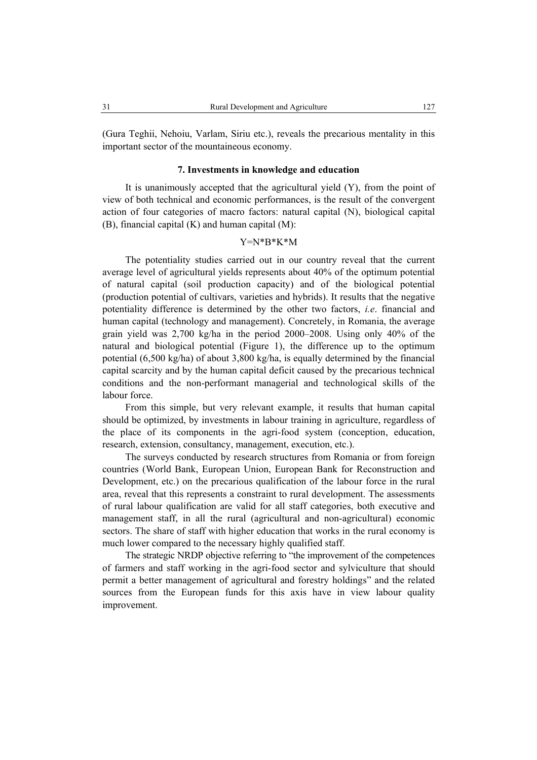(Gura Teghii, Nehoiu, Varlam, Siriu etc.), reveals the precarious mentality in this important sector of the mountaineous economy.

### 7. Investments in knowledge and education

It is unanimously accepted that the agricultural yield (Y), from the point of view of both technical and economic performances, is the result of the convergent action of four categories of macro factors: natural capital (N), biological capital (B), financial capital (K) and human capital (M):

$$Y=N*B*K*M$$

The potentiality studies carried out in our country reveal that the current average level of agricultural yields represents about 40% of the optimum potential of natural capital (soil production capacity) and of the biological potential (production potential of cultivars, varieties and hybrids). It results that the negative potentiality difference is determined by the other two factors, *i.e*. financial and human capital (technology and management). Concretely, in Romania, the average grain yield was 2,700 kg/ha in the period 2000–2008. Using only 40% of the natural and biological potential (Figure 1), the difference up to the optimum potential (6,500 kg/ha) of about 3,800 kg/ha, is equally determined by the financial capital scarcity and by the human capital deficit caused by the precarious technical conditions and the non-performant managerial and technological skills of the labour force.

From this simple, but very relevant example, it results that human capital should be optimized, by investments in labour training in agriculture, regardless of the place of its components in the agri-food system (conception, education, research, extension, consultancy, management, execution, etc.).

The surveys conducted by research structures from Romania or from foreign countries (World Bank, European Union, European Bank for Reconstruction and Development, etc.) on the precarious qualification of the labour force in the rural area, reveal that this represents a constraint to rural development. The assessments of rural labour qualification are valid for all staff categories, both executive and management staff, in all the rural (agricultural and non-agricultural) economic sectors. The share of staff with higher education that works in the rural economy is much lower compared to the necessary highly qualified staff.

The strategic NRDP objective referring to "the improvement of the competences of farmers and staff working in the agri-food sector and sylviculture that should permit a better management of agricultural and forestry holdings" and the related sources from the European funds for this axis have in view labour quality improvement.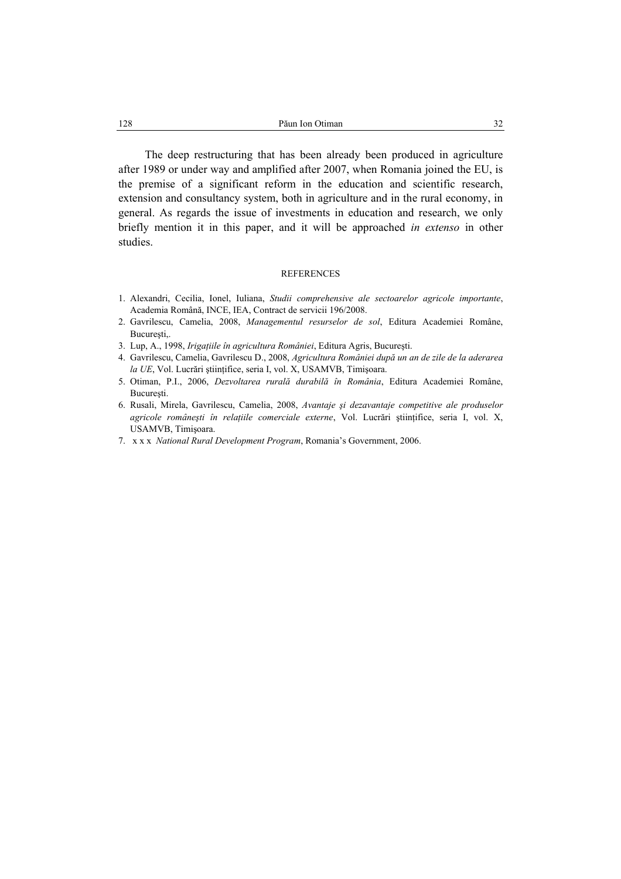The deep restructuring that has been already been produced in agriculture after 1989 or under way and amplified after 2007, when Romania joined the EU, is the premise of a significant reform in the education and scientific research, extension and consultancy system, both in agriculture and in the rural economy, in general. As regards the issue of investments in education and research, we only briefly mention it in this paper, and it will be approached *in extenso* in other studies.

## REFERENCES

1. Alexandri, Cecilia, Ionel, Iuliana, *Studii comprehensive ale sectoarelor agricole importante*, Academia Română, INCE, IEA, Contract de servicii 196/2008.
2. Gavrilescu, Camelia, 2008, *Managementul resurselor de sol*, Editura Academiei Române, Bucureşti,.
3. Lup, A., 1998, *Irigaţiile în agricultura României*, Editura Agris, Bucureşti.
4. Gavrilescu, Camelia, Gavrilescu D., 2008, *Agricultura României după un an de zile de la aderarea la UE*, Vol. Lucrări ştiinţifice, seria I, vol. X, USAMVB, Timişoara.
5. Otiman, P.I., 2006, *Dezvoltarea rurală durabilă în România*, Editura Academiei Române, Bucureşti.
6. Rusali, Mirela, Gavrilescu, Camelia, 2008, *Avantaje şi dezavantaje competitive ale produselor agricole româneşti în relaţiile comerciale externe*, Vol. Lucrări ştiinţifice, seria I, vol. X, USAMVB, Timişoara.
7. x x x *National Rural Development Program*, Romania's Government, 2006.